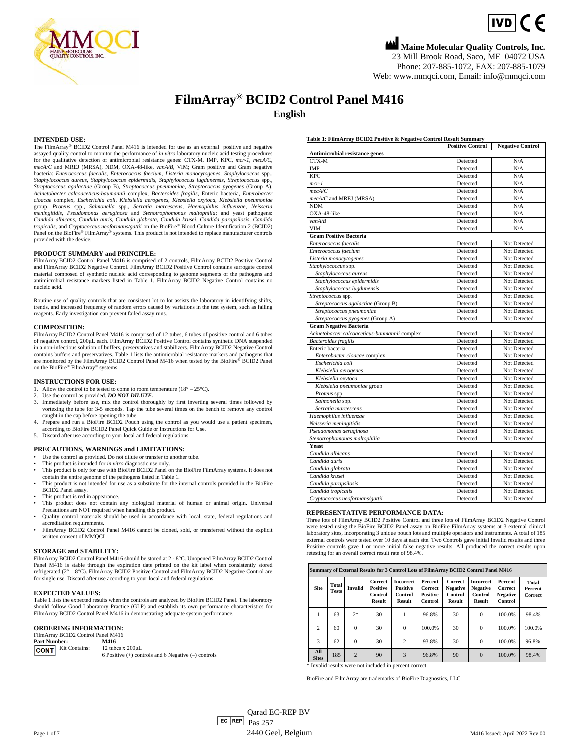Maine Molecular Quality Controls, Inc.
23 Mill Brook Road, Saco, ME 04072 USA
Phone: 207-885-1072, FAX: 207-885-1079
Web: www.mmqci.com, Email: info@mmqci.com

# FilmArray® BCID2 Control Panel M416

## English

### INTENDED USE:

The FilmArray® BCID2 Control Panel M416 is intended for use as an external positive and negative assayed quality control to monitor the performance of *in vitro* laboratory nucleic acid testing procedures for the qualitative detection of antimicrobial resistance genes: CTX-M, IMP, KPC, *mcr-1*, *mecA/C*, *mecA/C* and MREJ (MRSA), NDM, OXA-48-like, *vanA/B*, VIM; Gram positive and Gram negative bacteria: *Enterococcus faecalis*, *Enterococcus faecium*, *Listeria monocytogenes*, *Staphylococcus* spp., *Staphylococcus aureus*, *Staphylococcus epidermidis*, *Staphylococcus lugdunensis*, *Streptococcus* spp., *Streptococcus agalactiae* (Group B), *Streptococcus pneumoniae*, *Streptococcus pyogenes* (Group A), *Acinetobacter calcoaceticus-baumannii* complex, *Bacteroides fragilis*, Enteric bacteria, *Enterobacter cloacae* complex, *Escherichia coli*, *Klebsiella aerogenes*, *Klebsiella oxytoca*, *Klebsiella pneumoniae* group, *Proteus* spp., *Salmonella* spp., *Serratia marcescens*, *Haemophilus influenzae*, *Neisseria meningitidis*, *Pseudomonas aeruginosa* and *Stenotrophomonas maltophilia*; and yeast pathogens: *Candida albicans*, *Candida auris*, *Candida glabrata*, *Candida krusei*, *Candida parapsilosis*, *Candida tropicalis*, and *Cryptococcus neoformans/gattii* on the BioFire® Blood Culture Identification 2 (BCID2) Panel on the BioFire® FilmArray® systems. This product is not intended to replace manufacturer controls provided with the device.

### PRODUCT SUMMARY and PRINCIPLE:

FilmArray BCID2 Control Panel M416 is comprised of 2 controls, FilmArray BCID2 Positive Control and FilmArray BCID2 Negative Control. FilmArray BCID2 Positive Control contains surrogate control material composed of synthetic nucleic acid corresponding to genome segments of the pathogens and antimicrobial resistance markers listed in Table 1. FilmArray BCID2 Negative Control contains no nucleic acid.

Routine use of quality controls that are consistent lot to lot assists the laboratory in identifying shifts, trends, and increased frequency of random errors caused by variations in the test system, such as failing reagents. Early investigation can prevent failed assay runs.

### COMPOSITION:

FilmArray BCID2 Control Panel M416 is comprised of 12 tubes, 6 tubes of positive control and 6 tubes of negative control, 200µL each. FilmArray BCID2 Positive Control contains synthetic DNA suspended in a non-infectious solution of buffers, preservatives and stabilizers. FilmArray BCID2 Negative Control contains buffers and preservatives. Table 1 lists the antimicrobial resistance markers and pathogens that are monitored by the FilmArray BCID2 Control Panel M416 when tested by the BioFire® BCID2 Panel on the BioFire® FilmArray® systems.

### INSTRUCTIONS FOR USE:

1. Allow the control to be tested to come to room temperature (18° – 25°C).
2. Use the control as provided. ***DO NOT DILUTE.***
3. Immediately before use, mix the control thoroughly by first inverting several times followed by vortexing the tube for 3-5 seconds. Tap the tube several times on the bench to remove any control caught in the cap before opening the tube.
4. Prepare and run a BioFire BCID2 Pouch using the control as you would use a patient specimen, according to BioFire BCID2 Panel Quick Guide or Instructions for Use.
5. Discard after use according to your local and federal regulations.

### PRECAUTIONS, WARNINGS and LIMITATIONS:

- Use the control as provided. Do not dilute or transfer to another tube.
- This product is intended for *in vitro* diagnostic use only.
- This product is only for use with BioFire BCID2 Panel on the BioFire FilmArray systems. It does not contain the entire genome of the pathogens listed in Table 1.
- This product is not intended for use as a substitute for the internal controls provided in the BioFire BCID2 Panel assay.
- This product is red in appearance.
- This product does not contain any biological material of human or animal origin. Universal Precautions are NOT required when handling this product.
- Quality control materials should be used in accordance with local, state, federal regulations and accreditation requirements.
- FilmArray BCID2 Control Panel M416 cannot be cloned, sold, or transferred without the explicit written consent of MMQCI

### STORAGE and STABILITY:

FilmArray BCID2 Control Panel M416 should be stored at 2 - 8°C. Unopened FilmArray BCID2 Control Panel M416 is stable through the expiration date printed on the kit label when consistently stored refrigerated (2° – 8°C). FilmArray BCID2 Positive Control and FilmArray BCID2 Negative Control are for single use. Discard after use according to your local and federal regulations.

### EXPECTED VALUES:

Table 1 lists the expected results when the controls are analyzed by BioFire BCID2 Panel. The laboratory should follow Good Laboratory Practice (GLP) and establish its own performance characteristics for FilmArray BCID2 Control Panel M416 in demonstrating adequate system performance.

### ORDERING INFORMATION:

FilmArray BCID2 Control Panel M416

**Part Number:** **M416**

CONT Kit Contains: 12 tubes x 200µL
6 Positive (+) controls and 6 Negative (–) controls

**Table 1: FilmArray BCID2 Positive & Negative Control Result Summary**

| | Positive Control | Negative Control |
|---|---|---|
| **Antimicrobial resistance genes** | | |
| CTX-M | Detected | N/A |
| IMP | Detected | N/A |
| KPC | Detected | N/A |
| *mcr-1* | Detected | N/A |
| *mecA/C* | Detected | N/A |
| *mecA/C* and MREJ (MRSA) | Detected | N/A |
| NDM | Detected | N/A |
| OXA-48-like | Detected | N/A |
| *vanA/B* | Detected | N/A |
| VIM | Detected | N/A |
| **Gram Positive Bacteria** | | |
| *Enterococcus faecalis* | Detected | Not Detected |
| *Enterococcus faecium* | Detected | Not Detected |
| *Listeria monocytogenes* | Detected | Not Detected |
| *Staphylococcus* spp. | Detected | Not Detected |
| *Staphylococcus aureus* | Detected | Not Detected |
| *Staphylococcus epidermidis* | Detected | Not Detected |
| *Staphylococcus lugdunensis* | Detected | Not Detected |
| *Streptococcus* spp. | Detected | Not Detected |
| *Streptococcus agalactiae* (Group B) | Detected | Not Detected |
| *Streptococcus pneumoniae* | Detected | Not Detected |
| *Streptococcus pyogenes* (Group A) | Detected | Not Detected |
| **Gram Negative Bacteria** | | |
| *Acinetobacter calcoaceticus-baumannii* complex | Detected | Not Detected |
| *Bacteroides fragilis* | Detected | Not Detected |
| Enteric bacteria | Detected | Not Detected |
| *Enterobacter cloacae* complex | Detected | Not Detected |
| *Escherichia coli* | Detected | Not Detected |
| *Klebsiella aerogenes* | Detected | Not Detected |
| *Klebsiella oxytoca* | Detected | Not Detected |
| *Klebsiella pneumoniae* group | Detected | Not Detected |
| *Proteus* spp. | Detected | Not Detected |
| *Salmonella* spp. | Detected | Not Detected |
| *Serratia marcescens* | Detected | Not Detected |
| *Haemophilus influenzae* | Detected | Not Detected |
| *Neisseria meningitidis* | Detected | Not Detected |
| *Pseudomonas aeruginosa* | Detected | Not Detected |
| *Stenotrophomonas maltophilia* | Detected | Not Detected |
| **Yeast** | | |
| *Candida albicans* | Detected | Not Detected |
| *Candida auris* | Detected | Not Detected |
| *Candida glabrata* | Detected | Not Detected |
| *Candida krusei* | Detected | Not Detected |
| *Candida parapsilosis* | Detected | Not Detected |
| *Candida tropicalis* | Detected | Not Detected |
| *Cryptococcus neoformans/gattii* | Detected | Not Detected |

### REPRESENTATIVE PERFORMANCE DATA:

Three lots of FilmArray BCID2 Positive Control and three lots of FilmArray BCID2 Negative Control were tested using the BioFire BCID2 Panel assay on BioFire FilmArray systems at 3 external clinical laboratory sites, incorporating 3 unique pouch lots and multiple operators and instruments. A total of 185 external controls were tested over 10 days at each site. Two Controls gave initial Invalid results and three Positive controls gave 1 or more initial false negative results. All produced the correct results upon retesting for an overall correct result rate of 98.4%.

**Summary of External Results for 3 Control Lots of FilmArray BCID2 Control Panel M416**

| Site | Total Tests | Invalid | Correct Positive Control Result | Incorrect Positive Control Result | Percent Correct Positive Control | Correct Negative Control Result | Incorrect Negative Control Result | Percent Correct Negative Control | Total Percent Correct |
|---|---|---|---|---|---|---|---|---|---|
| 1 | 63 | 2* | 30 | 1 | 96.8% | 30 | 0 | 100.0% | 98.4% |
| 2 | 60 | 0 | 30 | 0 | 100.0% | 30 | 0 | 100.0% | 100.0% |
| 3 | 62 | 0 | 30 | 2 | 93.8% | 30 | 0 | 100.0% | 96.8% |
| All Sites | 185 | 2 | 90 | 3 | 96.8% | 90 | 0 | 100.0% | 98.4% |

\* Invalid results were not included in percent correct.

BioFire and FilmArray are trademarks of BioFire Diagnostics, LLC

Qarad EC-REP BV
Pas 257
2440 Geel, Belgium

M416 Issued: April 2022 Rev.00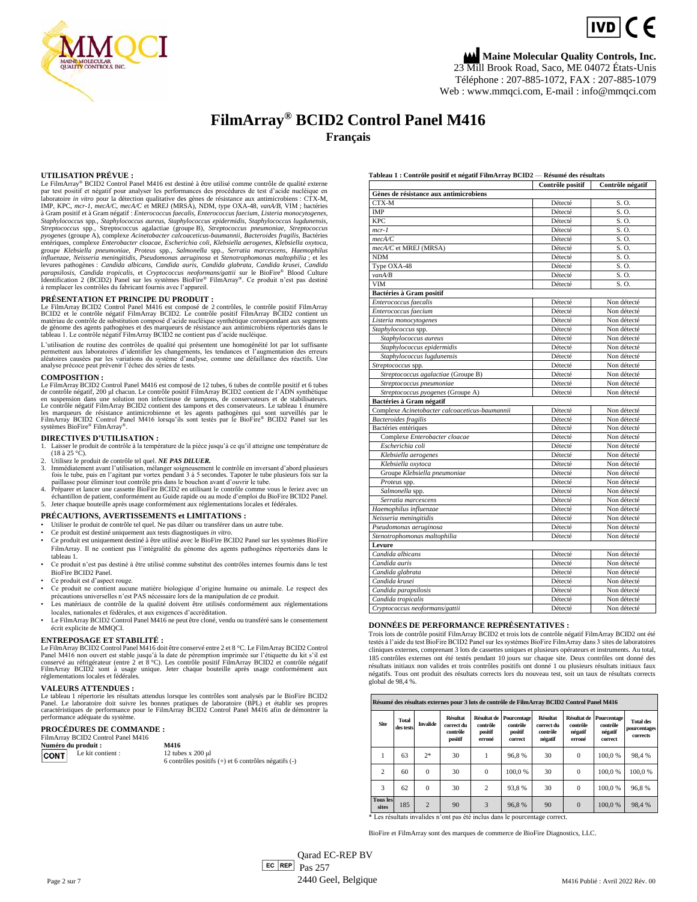Maine Molecular Quality Controls, Inc.
23 Mill Brook Road, Saco, ME 04072 États-Unis
Téléphone : 207-885-1072, FAX : 207-885-1079
Web : www.mmqci.com, E-mail : info@mmqci.com

# FilmArray® BCID2 Control Panel M416

## Français

### UTILISATION PRÉVUE :

Le FilmArray® BCID2 Control Panel M416 est destiné à être utilisé comme contrôle de qualité externe par test positif et négatif pour analyser les performances des procédures de test d'acide nucléique en laboratoire *in vitro* pour la détection qualitative des gènes de résistance aux antimicrobiens : CTX-M, IMP, KPC, *mcr-1*, *mecA/C*, *mecA/C* et MREJ (MRSA), NDM, type OXA-48, *vanA/B*, VIM ; bactéries à Gram positif et à Gram négatif : *Enterococcus faecalis*, *Enterococcus faecium*, *Listeria monocytogenes*, *Staphylococcus* spp., *Staphylococcus aureus*, *Staphylococcus epidermidis*, *Staphylococcus lugdunensis*, *Streptococcus* spp., Streptococcus agalactiae (groupe B), *Streptococcus pneumoniae*, *Streptococcus pyogenes* (groupe A), complexe *Acinetobacter calcoaceticus-baumannii*, *Bacteroides fragilis*, Bactéries entériques, complexe *Enterobacter cloacae*, *Escherichia coli*, *Klebsiella aerogenes*, *Klebsiella oxytoca*, groupe *Klebsiella pneumoniae*, *Proteus* spp., *Salmonella* spp., *Serratia marcescens*, *Haemophilus influenzae*, *Neisseria meningitidis*, *Pseudomonas aeruginosa* et *Stenotrophomonas maltophilia* ; et les levures pathogènes : *Candida albicans*, *Candida auris*, *Candida glabrata*, *Candida krusei*, *Candida parapsilosis*, *Candida tropicalis*, et *Cryptococcus neoformans/gattii* sur le BioFire® Blood Culture Identification 2 (BCID2) Panel sur les systèmes BioFire® FilmArray®. Ce produit n'est pas destiné à remplacer les contrôles du fabricant fournis avec l'appareil.

### PRÉSENTATION ET PRINCIPE DU PRODUIT :

Le FilmArray BCID2 Control Panel M416 est composé de 2 contrôles, le contrôle positif FilmArray BCID2 et le contrôle négatif FilmArray BCID2. Le contrôle positif FilmArray BCID2 contient un matériau de contrôle de substitution composé d'acide nucléique synthétique correspondant aux segments de génome des agents pathogènes et des marqueurs de résistance aux antimicrobiens répertoriés dans le tableau 1. Le contrôle négatif FilmArray BCID2 ne contient pas d'acide nucléique.

L'utilisation de routine des contrôles de qualité qui présentent une homogénéité lot par lot suffisante permettent aux laboratoires d'identifier les changements, les tendances et l'augmentation des erreurs aléatoires causées par les variations du système d'analyse, comme une défaillance des réactifs. Une analyse précoce peut prévenir l'échec des séries de tests.

### COMPOSITION :

Le FilmArray BCID2 Control Panel M416 est composé de 12 tubes, 6 tubes de contrôle positif et 6 tubes de contrôle négatif, 200 µl chacun. Le contrôle positif FilmArray BCID2 contient de l'ADN synthétique en suspension dans une solution non infectieuse de tampons, de conservateurs et de stabilisateurs. Le contrôle négatif FilmArray BCID2 contient des tampons et des conservateurs. Le tableau 1 énumère les marqueurs de résistance antimicrobienne et les agents pathogènes qui sont surveillés par le FilmArray BCID2 Control Panel M416 lorsqu'ils sont testés par le BioFire® BCID2 Panel sur les systèmes BioFire® FilmArray®.

### DIRECTIVES D'UTILISATION :

1. Laisser le produit de contrôle à la température de la pièce jusqu'à ce qu'il atteigne une température de (18 à 25 °C).
2. Utilisez le produit de contrôle tel quel. ***NE PAS DILUER.***
3. Immédiatement avant l'utilisation, mélanger soigneusement le contrôle en inversant d'abord plusieurs fois le tube, puis en l'agitant par vortex pendant 3 à 5 secondes. Tapoter le tube plusieurs fois sur la paillasse pour éliminer tout contrôle pris dans le bouchon avant d'ouvrir le tube.
4. Préparer et lancer une cassette BioFire BCID2 en utilisant le contrôle comme vous le feriez avec un échantillon de patient, conformément au Guide rapide ou au mode d'emploi du BioFire BCID2 Panel.
5. Jeter chaque bouteille après usage conformément aux réglementations locales et fédérales.

### PRÉCAUTIONS, AVERTISSEMENTS et LIMITATIONS :

- Utiliser le produit de contrôle tel quel. Ne pas diluer ou transférer dans un autre tube.
- Ce produit est destiné uniquement aux tests diagnostiques *in vitro*.
- Ce produit est uniquement destiné à être utilisé avec le BioFire BCID2 Panel sur les systèmes BioFire FilmArray. Il ne contient pas l'intégralité du génome des agents pathogènes répertoriés dans le tableau 1.
- Ce produit n'est pas destiné à être utilisé comme substitut des contrôles internes fournis dans le test BioFire BCID2 Panel.
- Ce produit est d'aspect rouge.
- Ce produit ne contient aucune matière biologique d'origine humaine ou animale. Le respect des précautions universelles n'est PAS nécessaire lors de la manipulation de ce produit.
- Les matériaux de contrôle de la qualité doivent être utilisés conformément aux réglementations locales, nationales et fédérales, et aux exigences d'accréditation.
- Le FilmArray BCID2 Control Panel M416 ne peut être cloné, vendu ou transféré sans le consentement écrit explicite de MMQCI.

### ENTREPOSAGE ET STABILITÉ :

Le FilmArray BCID2 Control Panel M416 doit être conservé entre 2 et 8 °C. Le FilmArray BCID2 Control Panel M416 non ouvert est stable jusqu'à la date de péremption imprimée sur l'étiquette du kit s'il est conservé au réfrigérateur (entre 2 et 8 °C). Les contrôle positif FilmArray BCID2 et contrôle négatif FilmArray BCID2 sont à usage unique. Jeter chaque bouteille après usage conformément aux réglementations locales et fédérales.

### VALEURS ATTENDUES :

Le tableau 1 répertorie les résultats attendus lorsque les contrôles sont analysés par le BioFire BCID2 Panel. Le laboratoire doit suivre les bonnes pratiques de laboratoire (BPL) et établir ses propres caractéristiques de performance pour le FilmArray BCID2 Control Panel M416 afin de démontrer la performance adéquate du système.

### PROCÉDURES DE COMMANDE :

FilmArray BCID2 Control Panel M416

| **Numéro du produit :** | **M416** |
|---|---|
| CONT Le kit contient : | 12 tubes x 200 µl<br>6 contrôles positifs (+) et 6 contrôles négatifs (-) |

**Tableau 1 : Contrôle positif et négatif FilmArray BCID2 — Résumé des résultats**

| | Contrôle positif | Contrôle négatif |
|---|---|---|
| **Gènes de résistance aux antimicrobiens** | | |
| CTX-M | Détecté | S. O. |
| IMP | Détecté | S. O. |
| KPC | Détecté | S. O. |
| *mcr-1* | Détecté | S. O. |
| *mecA/C* | Détecté | S. O. |
| *mecA/C* et MREJ (MRSA) | Détecté | S. O. |
| NDM | Détecté | S. O. |
| Type OXA-48 | Détecté | S. O. |
| *vanA/B* | Détecté | S. O. |
| VIM | Détecté | S. O. |
| **Bactéries à Gram positif** | | |
| *Enterococcus faecalis* | Détecté | Non détecté |
| *Enterococcus faecium* | Détecté | Non détecté |
| *Listeria monocytogenes* | Détecté | Non détecté |
| *Staphylococcus* spp. | Détecté | Non détecté |
| *Staphylococcus aureus* | Détecté | Non détecté |
| *Staphylococcus epidermidis* | Détecté | Non détecté |
| *Staphylococcus lugdunensis* | Détecté | Non détecté |
| *Streptococcus* spp. | Détecté | Non détecté |
| *Streptococcus agalactiae* (Groupe B) | Détecté | Non détecté |
| *Streptococcus pneumoniae* | Détecté | Non détecté |
| *Streptococcus pyogenes* (Groupe A) | Détecté | Non détecté |
| **Bactéries à Gram négatif** | | |
| Complexe *Acinetobacter calcoaceticus-baumannii* | Détecté | Non détecté |
| *Bacteroides fragilis* | Détecté | Non détecté |
| Bactéries entériques | Détecté | Non détecté |
| Complexe *Enterobacter cloacae* | Détecté | Non détecté |
| *Escherichia coli* | Détecté | Non détecté |
| *Klebsiella aerogenes* | Détecté | Non détecté |
| *Klebsiella oxytoca* | Détecté | Non détecté |
| Groupe *Klebsiella pneumoniae* | Détecté | Non détecté |
| *Proteus* spp. | Détecté | Non détecté |
| *Salmonella* spp. | Détecté | Non détecté |
| *Serratia marcescens* | Détecté | Non détecté |
| *Haemophilus influenzae* | Détecté | Non détecté |
| *Neisseria meningitidis* | Détecté | Non détecté |
| *Pseudomonas aeruginosa* | Détecté | Non détecté |
| *Stenotrophomonas maltophilia* | Détecté | Non détecté |
| **Levure** | | |
| *Candida albicans* | Détecté | Non détecté |
| *Candida auris* | Détecté | Non détecté |
| *Candida glabrata* | Détecté | Non détecté |
| *Candida krusei* | Détecté | Non détecté |
| *Candida parapsilosis* | Détecté | Non détecté |
| *Candida tropicalis* | Détecté | Non détecté |
| *Cryptococcus neoformans/gattii* | Détecté | Non détecté |

### DONNÉES DE PERFORMANCE REPRÉSENTATIVES :

Trois lots de contrôle positif FilmArray BCID2 et trois lots de contrôle négatif FilmArray BCID2 ont été testés à l'aide du test BioFire BCID2 Panel sur les systèmes BioFire FilmArray dans 3 sites de laboratoires cliniques externes, comprenant 3 lots de cassettes uniques et plusieurs opérateurs et instruments. Au total, 185 contrôles externes ont été testés pendant 10 jours sur chaque site. Deux contrôles ont donné des résultats initiaux non valides et trois contrôles positifs ont donné 1 ou plusieurs résultats initiaux faux négatifs. Tous ont produit des résultats corrects lors du nouveau test, soit un taux de résultats corrects global de 98,4 %.

**Résumé des résultats externes pour 3 lots de contrôle de FilmArray BCID2 Control Panel M416**

| Site | Total des tests | Invalide | Résultat correct du contrôle positif | Résultat de contrôle positif erroné | Pourcentage contrôle positif correct | Résultat correct du contrôle négatif | Résultat de contrôle négatif erroné | Pourcentage contrôle négatif correct | Total des pourcentages corrects |
|---|---|---|---|---|---|---|---|---|---|
| 1 | 63 | 2* | 30 | 1 | 96,8 % | 30 | 0 | 100,0 % | 98,4 % |
| 2 | 60 | 0 | 30 | 0 | 100,0 % | 30 | 0 | 100,0 % | 100,0 % |
| 3 | 62 | 0 | 30 | 2 | 93,8 % | 30 | 0 | 100,0 % | 96,8 % |
| Tous les sites | 185 | 2 | 90 | 3 | 96,8 % | 90 | 0 | 100,0 % | 98,4 % |

\* Les résultats invalides n'ont pas été inclus dans le pourcentage correct.

BioFire et FilmArray sont des marques de commerce de BioFire Diagnostics, LLC.

EC REP Qarad EC-REP BV
Pas 257
2440 Geel, Belgique

M416 Publié : Avril 2022 Rév. 00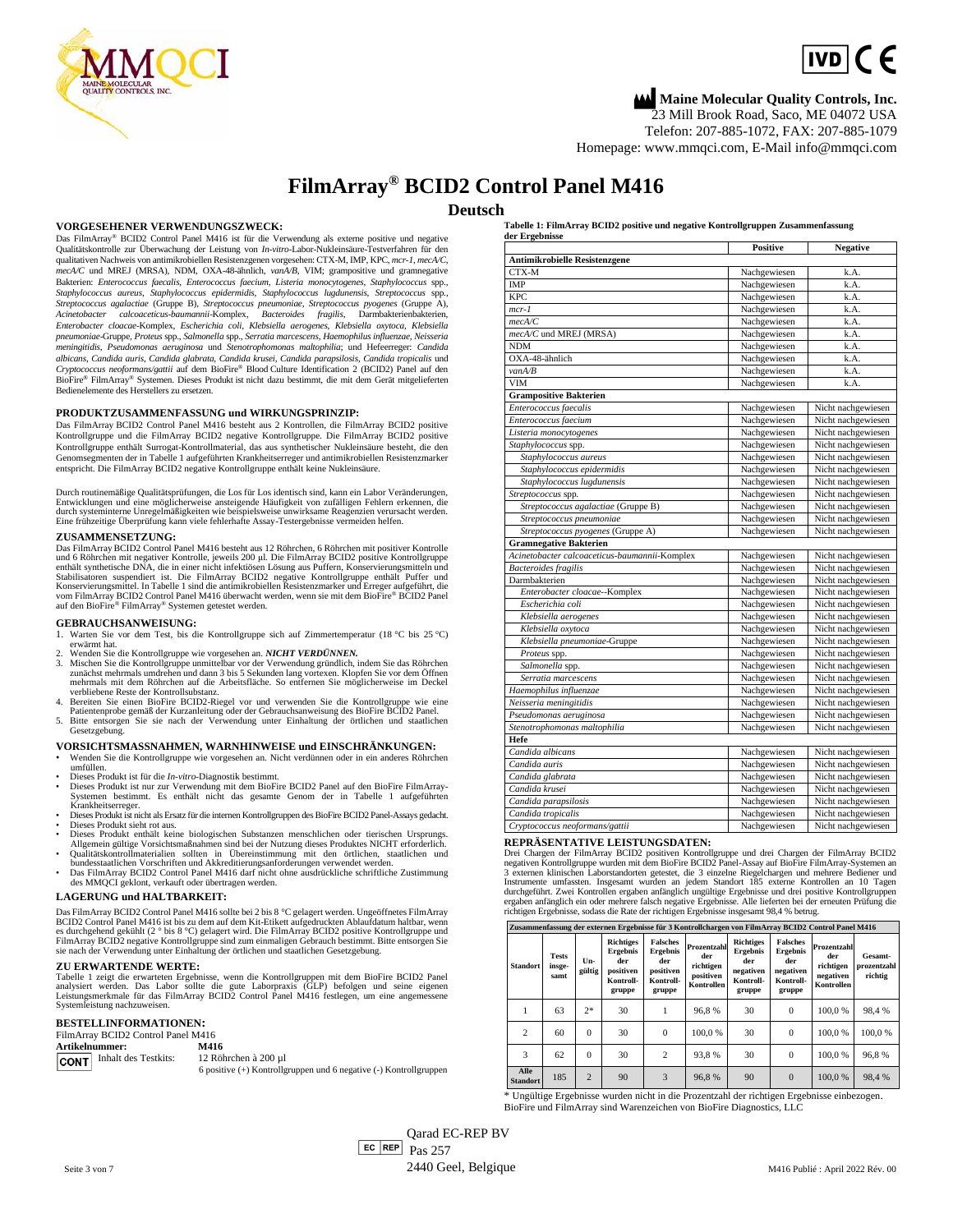**Maine Molecular Quality Controls, Inc.**
23 Mill Brook Road, Saco, ME 04072 USA
Telefon: 207-885-1072, FAX: 207-885-1079
Homepage: www.mmqci.com, E-Mail info@mmqci.com

# FilmArray® BCID2 Control Panel M416

## Deutsch

### VORGESEHENER VERWENDUNGSZWECK:

Das FilmArray® BCID2 Control Panel M416 ist für die Verwendung als externe positive und negative Qualitätskontrolle zur Überwachung der Leistung von *In-vitro*-Labor-Nukleinsäure-Testverfahren für den qualitativen Nachweis von antimikrobiellen Resistenzgenen vorgesehen: CTX-M, IMP, KPC, *mcr-1*, *mecA/C*, *mecA/C* und MREJ (MRSA), NDM, OXA-48-ähnlich, *vanA/B*, VIM; grampositive und gramnegative Bakterien: *Enterococcus faecalis*, *Enterococcus faecium*, *Listeria monocytogenes*, *Staphylococcus* spp., *Staphylococcus aureus*, *Staphylococcus epidermidis*, *Staphylococcus lugdunensis*, *Streptococcus* spp., *Streptococcus agalactiae* (Gruppe B), *Streptococcus pneumoniae*, *Streptococcus pyogenes* (Gruppe A), *Acinetobacter calcoaceticus-baumannii*-Komplex, *Bacteroides fragilis*, Darmbakterienbakterien, *Enterobacter cloacae*-Komplex, *Escherichia coli*, *Klebsiella aerogenes*, *Klebsiella oxytoca*, *Klebsiella pneumoniae*-Gruppe, *Proteus* spp., *Salmonella* spp., *Serratia marcescens*, *Haemophilus influenzae*, *Neisseria meningitidis*, *Pseudomonas aeruginosa* und *Stenotrophomonas maltophilia*; und Hefeerreger: *Candida albicans*, *Candida auris*, *Candida glabrata*, *Candida krusei*, *Candida parapsilosis*, *Candida tropicalis* und *Cryptococcus neoformans/gattii* auf dem BioFire® Blood Culture Identification 2 (BCID2) Panel auf den BioFire® FilmArray® Systemen. Dieses Produkt ist nicht dazu bestimmt, die mit dem Gerät mitgelieferten Bedienelemente des Herstellers zu ersetzen.

### PRODUKTZUSAMMENFASSUNG und WIRKUNGSPRINZIP:

Das FilmArray BCID2 Control Panel M416 besteht aus 2 Kontrollen, die FilmArray BCID2 positive Kontrollgruppe und die FilmArray BCID2 negative Kontrollgruppe. Die FilmArray BCID2 positive Kontrollgruppe enthält Surrogat-Kontrollmaterial, das aus synthetischer Nukleinsäure besteht, die den Genomsegmenten der in Tabelle 1 aufgeführten Krankheitserreger und antimikrobiellen Resistenzmarker entspricht. Die FilmArray BCID2 negative Kontrollgruppe enthält keine Nukleinsäure.

Durch routinemäßige Qualitätsprüfungen, die Los für Los identisch sind, kann ein Labor Veränderungen, Entwicklungen und eine möglicherweise ansteigende Häufigkeit von zufälligen Fehlern erkennen, die durch systeminterne Unregelmäßigkeiten wie beispielsweise unwirksame Reagenzien verursacht werden. Eine frühzeitige Überprüfung kann viele fehlerhafte Assay-Testergebnisse vermeiden helfen.

### ZUSAMMENSETZUNG:

Das FilmArray BCID2 Control Panel M416 besteht aus 12 Röhrchen, 6 Röhrchen mit positiver Kontrolle und 6 Röhrchen mit negativer Kontrolle, jeweils 200 µl. Die FilmArray BCID2 positive Kontrollgruppe enthält synthetische DNA, die in einer nicht infektiösen Lösung aus Puffern, Konservierungsmitteln und Stabilisatoren suspendiert ist. Die FilmArray BCID2 negative Kontrollgruppe enthält Puffer und Konservierungsmittel. In Tabelle 1 sind die antimikrobiellen Resistenzmarker und Erreger aufgeführt, die vom FilmArray BCID2 Control Panel M416 überwacht werden, wenn sie mit dem BioFire® BCID2 Panel auf den BioFire® FilmArray® Systemen getestet werden.

### GEBRAUCHSANWEISUNG:

1. Warten Sie vor dem Test, bis die Kontrollgruppe sich auf Zimmertemperatur (18 °C bis 25 °C) erwärmt hat.
2. Wenden Sie die Kontrollgruppe wie vorgesehen an. ***NICHT VERDÜNNEN.***
3. Mischen Sie die Kontrollgruppe unmittelbar vor der Verwendung gründlich, indem Sie das Röhrchen zunächst mehrmals umdrehen und dann 3 bis 5 Sekunden lang vortexen. Klopfen Sie vor dem Öffnen mehrmals mit dem Röhrchen auf die Arbeitsfläche. So entfernen Sie möglicherweise im Deckel verbliebene Reste der Kontrollsubstanz.
4. Bereiten Sie einen BioFire BCID2-Riegel vor und verwenden Sie die Kontrollgruppe wie eine Patientenprobe gemäß der Kurzanleitung oder der Gebrauchsanweisung des BioFire BCID2 Panel.
5. Bitte entsorgen Sie sie nach der Verwendung unter Einhaltung der örtlichen und staatlichen Gesetzgebung.

### VORSICHTSMASSNAHMEN, WARNHINWEISE und EINSCHRÄNKUNGEN:

- Wenden Sie die Kontrollgruppe wie vorgesehen an. Nicht verdünnen oder in ein anderes Röhrchen umfüllen.
- Dieses Produkt ist für die *In-vitro*-Diagnostik bestimmt.
- Dieses Produkt ist nur zur Verwendung mit dem BioFire BCID2 Panel auf den BioFire FilmArray-Systemen bestimmt. Es enthält nicht das gesamte Genom der in Tabelle 1 aufgeführten Krankheitserreger.
- Dieses Produkt ist nicht als Ersatz für die internen Kontrollgruppen des BioFire BCID2 Panel-Assays gedacht.
- Dieses Produkt sieht rot aus.
- Dieses Produkt enthält keine biologischen Substanzen menschlichen oder tierischen Ursprungs. Allgemein gültige Vorsichtsmaßnahmen sind bei der Nutzung dieses Produktes NICHT erforderlich.
- Qualitätskontrollmaterialien sollten in Übereinstimmung mit den örtlichen, staatlichen und bundesstaatlichen Vorschriften und Akkreditierungsanforderungen verwendet werden.
- Das FilmArray BCID2 Control Panel M416 darf nicht ohne ausdrückliche schriftliche Zustimmung des MMQCI geklont, verkauft oder übertragen werden.

### LAGERUNG und HALTBARKEIT:

Das FilmArray BCID2 Control Panel M416 sollte bei 2 bis 8 °C gelagert werden. Ungeöffnetes FilmArray BCID2 Control Panel M416 ist bis zu dem auf dem Kit-Etikett aufgedruckten Ablaufdatum haltbar, wenn es durchgehend gekühlt (2 ° bis 8 °C) gelagert wird. Die FilmArray BCID2 positive Kontrollgruppe und FilmArray BCID2 negative Kontrollgruppe sind zum einmaligen Gebrauch bestimmt. Bitte entsorgen Sie sie nach der Verwendung unter Einhaltung der örtlichen und staatlichen Gesetzgebung.

### ZU ERWARTENDE WERTE:

Tabelle 1 zeigt die erwarteten Ergebnisse, wenn die Kontrollgruppen mit dem BioFire BCID2 Panel analysiert werden. Das Labor sollte die gute Laborpraxis (GLP) befolgen und seine eigenen Leistungsmerkmale für das FilmArray BCID2 Control Panel M416 festlegen, um eine angemessene Systemleistung nachzuweisen.

### BESTELLINFORMATIONEN:

FilmArray BCID2 Control Panel M416

**Artikelnummer:** **M416**

CONT Inhalt des Testkits: 12 Röhrchen à 200 µl
6 positive (+) Kontrollgruppen und 6 negative (-) Kontrollgruppen

**Tabelle 1: FilmArray BCID2 positive und negative Kontrollgruppen Zusammenfassung der Ergebnisse**

| | Positive | Negative |
|---|---|---|
| **Antimikrobielle Resistenzgene** | | |
| CTX-M | Nachgewiesen | k.A. |
| IMP | Nachgewiesen | k.A. |
| KPC | Nachgewiesen | k.A. |
| *mcr-1* | Nachgewiesen | k.A. |
| *mecA/C* | Nachgewiesen | k.A. |
| *mecA/C* und MREJ (MRSA) | Nachgewiesen | k.A. |
| NDM | Nachgewiesen | k.A. |
| OXA-48-ähnlich | Nachgewiesen | k.A. |
| *vanA/B* | Nachgewiesen | k.A. |
| VIM | Nachgewiesen | k.A. |
| **Grampositive Bakterien** | | |
| *Enterococcus faecalis* | Nachgewiesen | Nicht nachgewiesen |
| *Enterococcus faecium* | Nachgewiesen | Nicht nachgewiesen |
| *Listeria monocytogenes* | Nachgewiesen | Nicht nachgewiesen |
| *Staphylococcus* spp. | Nachgewiesen | Nicht nachgewiesen |
| *Staphylococcus aureus* | Nachgewiesen | Nicht nachgewiesen |
| *Staphylococcus epidermidis* | Nachgewiesen | Nicht nachgewiesen |
| *Staphylococcus lugdunensis* | Nachgewiesen | Nicht nachgewiesen |
| *Streptococcus* spp. | Nachgewiesen | Nicht nachgewiesen |
| *Streptococcus agalactiae* (Gruppe B) | Nachgewiesen | Nicht nachgewiesen |
| *Streptococcus pneumoniae* | Nachgewiesen | Nicht nachgewiesen |
| *Streptococcus pyogenes* (Gruppe A) | Nachgewiesen | Nicht nachgewiesen |
| **Gramnegative Bakterien** | | |
| *Acinetobacter calcoaceticus-baumannii*-Komplex | Nachgewiesen | Nicht nachgewiesen |
| *Bacteroides fragilis* | Nachgewiesen | Nicht nachgewiesen |
| Darmbakterien | Nachgewiesen | Nicht nachgewiesen |
| *Enterobacter cloacae*--Komplex | Nachgewiesen | Nicht nachgewiesen |
| *Escherichia coli* | Nachgewiesen | Nicht nachgewiesen |
| *Klebsiella aerogenes* | Nachgewiesen | Nicht nachgewiesen |
| *Klebsiella oxytoca* | Nachgewiesen | Nicht nachgewiesen |
| *Klebsiella pneumoniae*-Gruppe | Nachgewiesen | Nicht nachgewiesen |
| *Proteus* spp. | Nachgewiesen | Nicht nachgewiesen |
| *Salmonella* spp. | Nachgewiesen | Nicht nachgewiesen |
| *Serratia marcescens* | Nachgewiesen | Nicht nachgewiesen |
| *Haemophilus influenzae* | Nachgewiesen | Nicht nachgewiesen |
| *Neisseria meningitidis* | Nachgewiesen | Nicht nachgewiesen |
| *Pseudomonas aeruginosa* | Nachgewiesen | Nicht nachgewiesen |
| *Stenotrophomonas maltophilia* | Nachgewiesen | Nicht nachgewiesen |
| **Hefe** | | |
| *Candida albicans* | Nachgewiesen | Nicht nachgewiesen |
| *Candida auris* | Nachgewiesen | Nicht nachgewiesen |
| *Candida glabrata* | Nachgewiesen | Nicht nachgewiesen |
| *Candida krusei* | Nachgewiesen | Nicht nachgewiesen |
| *Candida parapsilosis* | Nachgewiesen | Nicht nachgewiesen |
| *Candida tropicalis* | Nachgewiesen | Nicht nachgewiesen |
| *Cryptococcus neoformans/gattii* | Nachgewiesen | Nicht nachgewiesen |

### REPRÄSENTATIVE LEISTUNGSDATEN:

Drei Chargen der FilmArray BCID2 positiven Kontrollgruppe und drei Chargen der FilmArray BCID2 negativen Kontrollgruppe wurden mit dem BioFire BCID2 Panel-Assay auf BioFire FilmArray-Systemen an 3 externen klinischen Laborstandorten getestet, die 3 einzelne Riegelchargen und mehrere Bediener und Instrumente umfassten. Insgesamt wurden an jedem Standort 185 externe Kontrollen an 10 Tagen durchgeführt. Zwei Kontrollen ergaben anfänglich ungültige Ergebnisse und drei positive Kontrollgruppen ergaben anfänglich ein oder mehrere falsch negative Ergebnisse. Alle lieferten bei der erneuten Prüfung die richtigen Ergebnisse, sodass die Rate der richtigen Ergebnisse insgesamt 98,4 % betrug.

| Zusammenfassung der externen Ergebnisse für 3 Kontrollchargen von FilmArray BCID2 Control Panel M416 | | | | | | | | | |
|---|---|---|---|---|---|---|---|---|---|
| **Standort** | **Tests insge-samt** | **Un-gültig** | **Richtiges Ergebnis der positiven Kontroll-gruppe** | **Falsches Ergebnis der positiven Kontroll-gruppe** | **Prozentzahl der richtigen positiven Kontrollen** | **Richtiges Ergebnis der negativen Kontroll-gruppe** | **Falsches Ergebnis der negativen Kontroll-gruppe** | **Prozentzahl der richtigen negativen Kontrollen** | **Gesamt-prozentzahl richtig** |
| 1 | 63 | 2* | 30 | 1 | 96,8 % | 30 | 0 | 100,0 % | 98,4 % |
| 2 | 60 | 0 | 30 | 0 | 100,0 % | 30 | 0 | 100,0 % | 100,0 % |
| 3 | 62 | 0 | 30 | 2 | 93,8 % | 30 | 0 | 100,0 % | 96,8 % |
| **Alle Standort** | 185 | 2 | 90 | 3 | 96,8 % | 90 | 0 | 100,0 % | 98,4 % |

\* Ungültige Ergebnisse wurden nicht in die Prozentzahl der richtigen Ergebnisse einbezogen.
BioFire und FilmArray sind Warenzeichen von BioFire Diagnostics, LLC

EC REP Qarad EC-REP BV
Pas 257
2440 Geel, Belgique

M416 Publié : April 2022 Rév. 00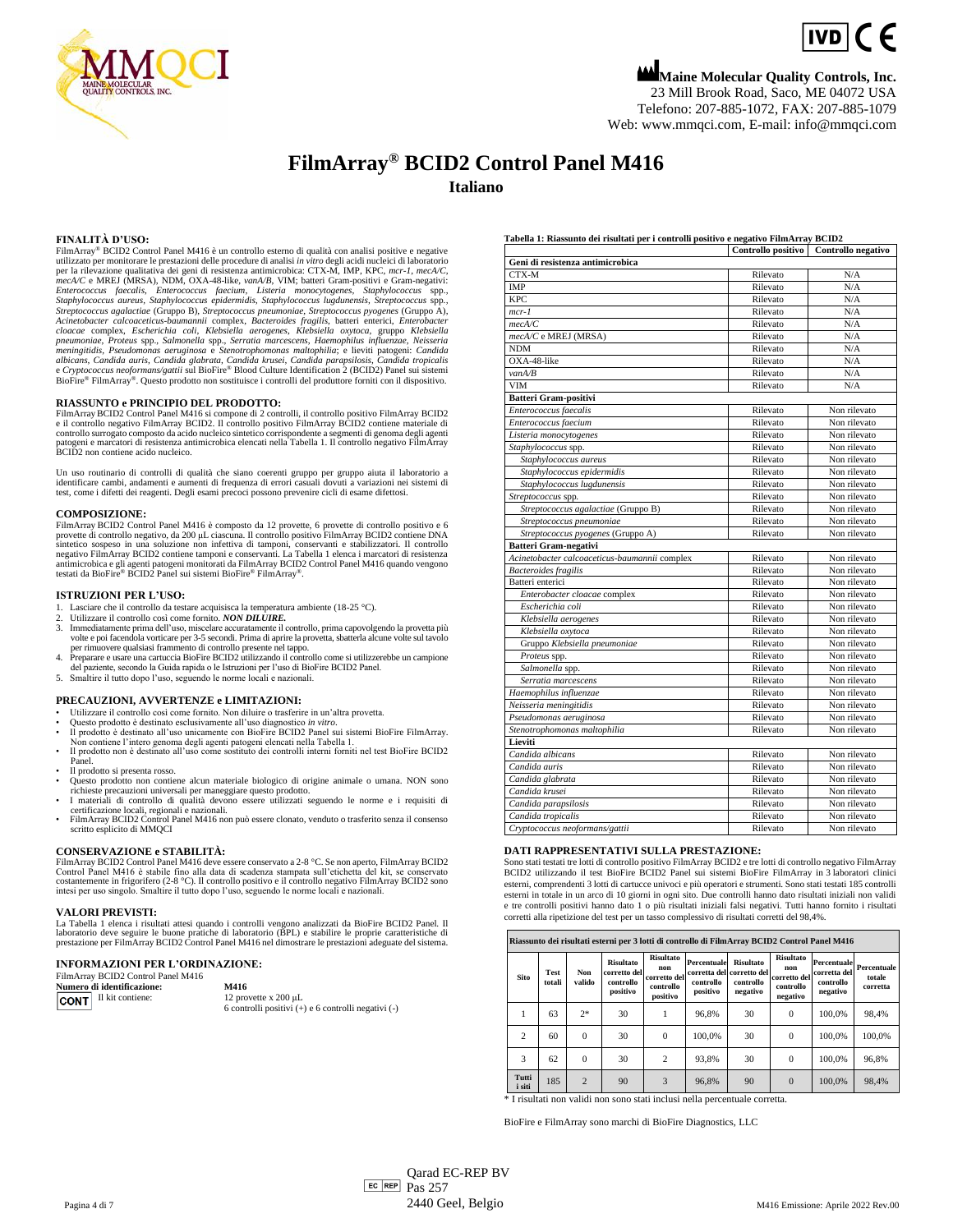Maine Molecular Quality Controls, Inc.
23 Mill Brook Road, Saco, ME 04072 USA
Telefono: 207-885-1072, FAX: 207-885-1079
Web: www.mmqci.com, E-mail: info@mmqci.com

# FilmArray® BCID2 Control Panel M416

## Italiano

### FINALITÀ D'USO:

FilmArray® BCID2 Control Panel M416 è un controllo esterno di qualità con analisi positive e negative utilizzato per monitorare le prestazioni delle procedure di analisi *in vitro* degli acidi nucleici di laboratorio per la rilevazione qualitativa dei geni di resistenza antimicrobica: CTX-M, IMP, KPC, *mcr-1*, *mecA/C*, *mecA/C* e MREJ (MRSA), NDM, OXA-48-like, *vanA/B*, VIM; batteri Gram-positivi e Gram-negativi: *Enterococcus faecalis*, *Enterococcus faecium*, *Listeria monocytogenes*, *Staphylococcus* spp., *Staphylococcus aureus*, *Staphylococcus epidermidis*, *Staphylococcus lugdunensis*, *Streptococcus* spp., *Streptococcus agalactiae* (Gruppo B), *Streptococcus pneumoniae*, *Streptococcus pyogenes* (Gruppo A), *Acinetobacter calcoaceticus-baumannii* complex, *Bacteroides fragilis*, batteri enterici, *Enterobacter cloacae* complex, *Escherichia coli*, *Klebsiella aerogenes*, *Klebsiella oxytoca*, gruppo *Klebsiella pneumoniae*, *Proteus* spp., *Salmonella* spp., *Serratia marcescens*, *Haemophilus influenzae*, *Neisseria meningitidis*, *Pseudomonas aeruginosa* e *Stenotrophomonas maltophilia*; e lieviti patogeni: *Candida albicans*, *Candida auris*, *Candida glabrata*, *Candida krusei*, *Candida parapsilosis*, *Candida tropicalis* e *Cryptococcus neoformans/gattii* sul BioFire® Blood Culture Identification 2 (BCID2) Panel sui sistemi BioFire® FilmArray®. Questo prodotto non sostituisce i controlli del produttore forniti con il dispositivo.

### RIASSUNTO e PRINCIPIO DEL PRODOTTO:

FilmArray BCID2 Control Panel M416 si compone di 2 controlli, il controllo positivo FilmArray BCID2 e il controllo negativo FilmArray BCID2. Il controllo positivo FilmArray BCID2 contiene materiale di controllo surrogato composto da acido nucleico sintetico corrispondente a segmenti di genoma degli agenti patogeni e marcatori di resistenza antimicrobica elencati nella Tabella 1. Il controllo negativo FilmArray BCID2 non contiene acido nucleico.

Un uso routinario di controlli di qualità che siano coerenti gruppo per gruppo aiuta il laboratorio a identificare cambi, andamenti e aumenti di frequenza di errori casuali dovuti a variazioni nei sistemi di test, come i difetti dei reagenti. Degli esami precoci possono prevenire cicli di esame difettosi.

### COMPOSIZIONE:

FilmArray BCID2 Control Panel M416 è composto da 12 provette, 6 provette di controllo positivo e 6 provette di controllo negativo, da 200 µL ciascuna. Il controllo positivo FilmArray BCID2 contiene DNA sintetico sospeso in una soluzione non infettiva di tamponi, conservanti e stabilizzatori. Il controllo negativo FilmArray BCID2 contiene tamponi e conservanti. La Tabella 1 elenca i marcatori di resistenza antimicrobica e gli agenti patogeni monitorati da FilmArray BCID2 Control Panel M416 quando vengono testati da BioFire® BCID2 Panel sui sistemi BioFire® FilmArray®.

### ISTRUZIONI PER L'USO:

1. Lasciare che il controllo da testare acquisisca la temperatura ambiente (18-25 °C).
2. Utilizzare il controllo così come fornito. ***NON DILUIRE.***
3. Immediatamente prima dell'uso, miscelare accuratamente il controllo, prima capovolgendo la provetta più volte e poi facendola vorticare per 3-5 secondi. Prima di aprire la provetta, sbatterla alcune volte sul tavolo per rimuovere qualsiasi frammento di controllo presente nel tappo.
4. Preparare e usare una cartuccia BioFire BCID2 utilizzando il controllo come si utilizzerebbe un campione del paziente, secondo la Guida rapida o le Istruzioni per l'uso di BioFire BCID2 Panel.
5. Smaltire il tutto dopo l'uso, seguendo le norme locali e nazionali.

### PRECAUZIONI, AVVERTENZE e LIMITAZIONI:

- Utilizzare il controllo così come fornito. Non diluire o trasferire in un'altra provetta.
- Questo prodotto è destinato esclusivamente all'uso diagnostico *in vitro*.
- Il prodotto è destinato all'uso unicamente con BioFire BCID2 Panel sui sistemi BioFire FilmArray. Non contiene l'intero genoma degli agenti patogeni elencati nella Tabella 1.
- Il prodotto non è destinato all'uso come sostituto dei controlli interni forniti nel test BioFire BCID2 Panel.
- Il prodotto si presenta rosso.
- Questo prodotto non contiene alcun materiale biologico di origine animale o umana. NON sono richieste precauzioni universali per maneggiare questo prodotto.
- I materiali di controllo di qualità devono essere utilizzati seguendo le norme e i requisiti di certificazione locali, regionali e nazionali.
- FilmArray BCID2 Control Panel M416 non può essere clonato, venduto o trasferito senza il consenso scritto esplicito di MMQCI

### CONSERVAZIONE e STABILITÀ:

FilmArray BCID2 Control Panel M416 deve essere conservato a 2-8 °C. Se non aperto, FilmArray BCID2 Control Panel M416 è stabile fino alla data di scadenza stampata sull'etichetta del kit, se conservato costantemente in frigorifero (2-8 °C). Il controllo positivo e il controllo negativo FilmArray BCID2 sono intesi per uso singolo. Smaltire il tutto dopo l'uso, seguendo le norme locali e nazionali.

### VALORI PREVISTI:

La Tabella 1 elenca i risultati attesi quando i controlli vengono analizzati da BioFire BCID2 Panel. Il laboratorio deve seguire le buone pratiche di laboratorio (BPL) e stabilire le proprie caratteristiche di prestazione per FilmArray BCID2 Control Panel M416 nel dimostrare le prestazioni adeguate del sistema.

### INFORMAZIONI PER L'ORDINAZIONE:

FilmArray BCID2 Control Panel M416

**Numero di identificazione:** **M416**

CONT Il kit contiene: 12 provette x 200 µL
6 controlli positivi (+) e 6 controlli negativi (-)

**Tabella 1: Riassunto dei risultati per i controlli positivo e negativo FilmArray BCID2**

| | Controllo positivo | Controllo negativo |
|---|---|---|
| **Geni di resistenza antimicrobica** | | |
| CTX-M | Rilevato | N/A |
| IMP | Rilevato | N/A |
| KPC | Rilevato | N/A |
| *mcr-1* | Rilevato | N/A |
| *mecA/C* | Rilevato | N/A |
| *mecA/C* e MREJ (MRSA) | Rilevato | N/A |
| NDM | Rilevato | N/A |
| OXA-48-like | Rilevato | N/A |
| *vanA/B* | Rilevato | N/A |
| VIM | Rilevato | N/A |
| **Batteri Gram-positivi** | | |
| *Enterococcus faecalis* | Rilevato | Non rilevato |
| *Enterococcus faecium* | Rilevato | Non rilevato |
| *Listeria monocytogenes* | Rilevato | Non rilevato |
| *Staphylococcus* spp. | Rilevato | Non rilevato |
| *Staphylococcus aureus* | Rilevato | Non rilevato |
| *Staphylococcus epidermidis* | Rilevato | Non rilevato |
| *Staphylococcus lugdunensis* | Rilevato | Non rilevato |
| *Streptococcus* spp. | Rilevato | Non rilevato |
| *Streptococcus agalactiae* (Gruppo B) | Rilevato | Non rilevato |
| *Streptococcus pneumoniae* | Rilevato | Non rilevato |
| *Streptococcus pyogenes* (Gruppo A) | Rilevato | Non rilevato |
| **Batteri Gram-negativi** | | |
| *Acinetobacter calcoaceticus-baumannii* complex | Rilevato | Non rilevato |
| *Bacteroides fragilis* | Rilevato | Non rilevato |
| Batteri enterici | Rilevato | Non rilevato |
| *Enterobacter cloacae* complex | Rilevato | Non rilevato |
| *Escherichia coli* | Rilevato | Non rilevato |
| *Klebsiella aerogenes* | Rilevato | Non rilevato |
| *Klebsiella oxytoca* | Rilevato | Non rilevato |
| Gruppo *Klebsiella pneumoniae* | Rilevato | Non rilevato |
| *Proteus* spp. | Rilevato | Non rilevato |
| *Salmonella* spp. | Rilevato | Non rilevato |
| *Serratia marcescens* | Rilevato | Non rilevato |
| *Haemophilus influenzae* | Rilevato | Non rilevato |
| *Neisseria meningitidis* | Rilevato | Non rilevato |
| *Pseudomonas aeruginosa* | Rilevato | Non rilevato |
| *Stenotrophomonas maltophilia* | Rilevato | Non rilevato |
| **Lieviti** | | |
| *Candida albicans* | Rilevato | Non rilevato |
| *Candida auris* | Rilevato | Non rilevato |
| *Candida glabrata* | Rilevato | Non rilevato |
| *Candida krusei* | Rilevato | Non rilevato |
| *Candida parapsilosis* | Rilevato | Non rilevato |
| *Candida tropicalis* | Rilevato | Non rilevato |
| *Cryptococcus neoformans/gattii* | Rilevato | Non rilevato |

### DATI RAPPRESENTATIVI SULLA PRESTAZIONE:

Sono stati testati tre lotti di controllo positivo FilmArray BCID2 e tre lotti di controllo negativo FilmArray BCID2 utilizzando il test BioFire BCID2 Panel sui sistemi BioFire FilmArray in 3 laboratori clinici esterni, comprendenti 3 lotti di cartucce univoci e più operatori e strumenti. Sono stati testati 185 controlli esterni in totale in un arco di 10 giorni in ogni sito. Due controlli hanno dato risultati iniziali non validi e tre controlli positivi hanno dato 1 o più risultati iniziali falsi negativi. Tutti hanno fornito i risultati corretti alla ripetizione del test per un tasso complessivo di risultati corretti del 98,4%.

**Riassunto dei risultati esterni per 3 lotti di controllo di FilmArray BCID2 Control Panel M416**

| Sito | Test totali | Non valido | Risultato corretto del controllo positivo | Risultato non corretto del controllo positivo | Percentuale corretta del controllo positivo | Risultato corretto del controllo negativo | Risultato non corretto del controllo negativo | Percentuale corretta del controllo negativo | Percentuale totale corretta |
|---|---|---|---|---|---|---|---|---|---|
| 1 | 63 | 2* | 30 | 1 | 96,8% | 30 | 0 | 100,0% | 98,4% |
| 2 | 60 | 0 | 30 | 0 | 100,0% | 30 | 0 | 100,0% | 100,0% |
| 3 | 62 | 0 | 30 | 2 | 93,8% | 30 | 0 | 100,0% | 96,8% |
| Tutti i siti | 185 | 2 | 90 | 3 | 96,8% | 90 | 0 | 100,0% | 98,4% |

\* I risultati non validi non sono stati inclusi nella percentuale corretta.

BioFire e FilmArray sono marchi di BioFire Diagnostics, LLC

EC REP Qarad EC-REP BV
Pas 257
2440 Geel, Belgio

M416 Emissione: Aprile 2022 Rev.00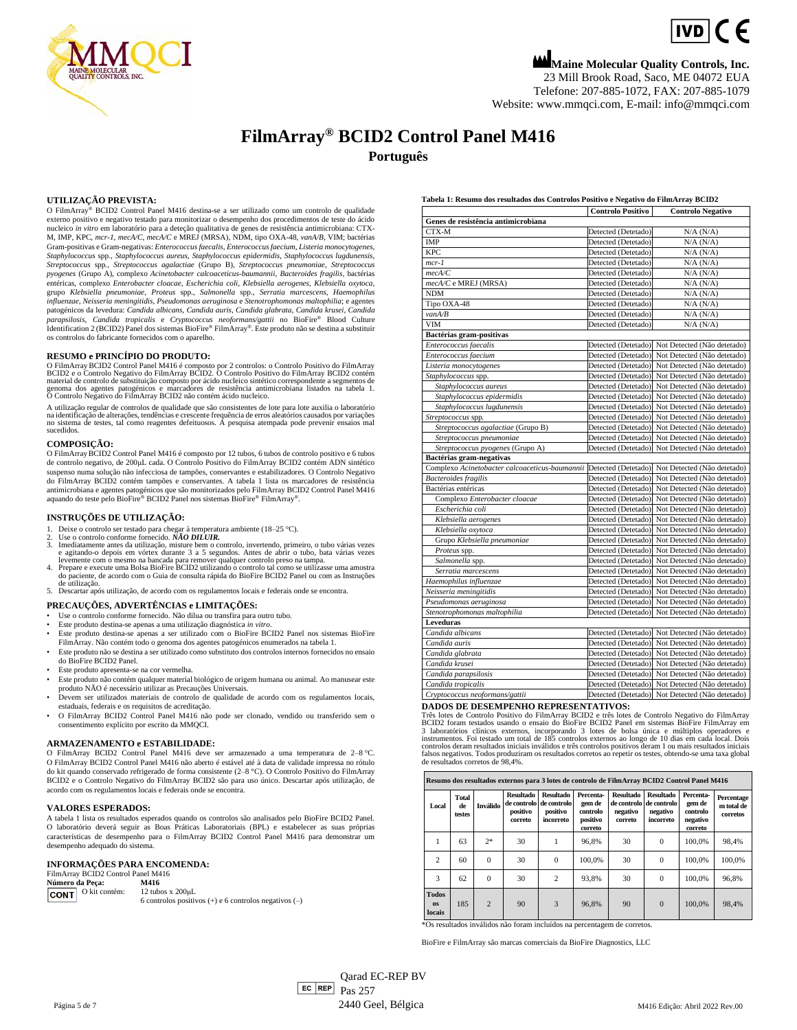**Maine Molecular Quality Controls, Inc.**
23 Mill Brook Road, Saco, ME 04072 EUA
Telefone: 207-885-1072, FAX: 207-885-1079
Website: www.mmqci.com, E-mail: info@mmqci.com

# FilmArray® BCID2 Control Panel M416

## Português

### UTILIZAÇÃO PREVISTA:

O FilmArray® BCID2 Control Panel M416 destina-se a ser utilizado como um controlo de qualidade externo positivo e negativo testado para monitorizar o desempenho dos procedimentos de teste do ácido nucleico *in vitro* em laboratório para a deteção qualitativa de genes de resistência antimicrobiana: CTX-M, IMP, KPC, *mcr-1*, *mecA/C*, *mecA/C* e MREJ (MRSA), NDM, tipo OXA-48, *vanA/B*, VIM; bactérias Gram-positivas e Gram-negativas: *Enterococcus faecalis*, *Enterococcus faecium*, *Listeria monocytogenes*, *Staphylococcus* spp., *Staphylococcus aureus*, *Staphylococcus epidermidis*, *Staphylococcus lugdunensis*, *Streptococcus* spp., *Streptococcus agalactiae* (Grupo B), *Streptococcus pneumoniae*, *Streptococcus pyogenes* (Grupo A), complexo *Acinetobacter calcoaceticus-baumannii*, *Bacteroides fragilis*, bactérias entéricas, complexo *Enterobacter cloacae*, *Escherichia coli*, *Klebsiella aerogenes*, *Klebsiella oxytoca*, grupo *Klebsiella pneumoniae*, *Proteus* spp., *Salmonella* spp., *Serratia marcescens*, *Haemophilus influenzae*, *Neisseria meningitidis*, *Pseudomonas aeruginosa* e *Stenotrophomonas maltophilia*; e agentes patogénicos da levedura: *Candida albicans*, *Candida auris*, *Candida glabrata*, *Candida krusei*, *Candida parapsilosis*, *Candida tropicalis* e *Cryptococcus neoformans/gattii* no BioFire® Blood Culture Identification 2 (BCID2) Panel dos sistemas BioFire® FilmArray®. Este produto não se destina a substituir os controlos do fabricante fornecidos com o aparelho.

### RESUMO e PRINCÍPIO DO PRODUTO:

O FilmArray BCID2 Control Panel M416 é composto por 2 controlos: o Controlo Positivo do FilmArray BCID2 e o Controlo Negativo do FilmArray BCID2. O Controlo Positivo do FilmArray BCID2 contém material de controlo de substituição composto por ácido nucleico sintético correspondente a segmentos de genoma dos agentes patogénicos e marcadores de resistência antimicrobiana listados na tabela 1. O Controlo Negativo do FilmArray BCID2 não contém ácido nucleico.

A utilização regular de controlos de qualidade que são consistentes de lote para lote auxilia o laboratório na identificação de alterações, tendências e crescente frequência de erros aleatórios causados por variações no sistema de testes, tal como reagentes defeituosos. A pesquisa atempada pode prevenir ensaios mal sucedidos.

### COMPOSIÇÃO:

O FilmArray BCID2 Control Panel M416 é composto por 12 tubos, 6 tubos de controlo positivo e 6 tubos de controlo negativo, de 200µL cada. O Controlo Positivo do FilmArray BCID2 contém ADN sintético suspenso numa solução não infecciosa de tampões, conservantes e estabilizadores. O Controlo Negativo do FilmArray BCID2 contém tampões e conservantes. A tabela 1 lista os marcadores de resistência antimicrobiana e agentes patogénicos que são monitorizados pelo FilmArray BCID2 Control Panel M416 aquando do teste pelo BioFire® BCID2 Panel nos sistemas BioFire® FilmArray®.

### INSTRUÇÕES DE UTILIZAÇÃO:

1. Deixe o controlo ser testado para chegar à temperatura ambiente (18–25 °C).
2. Use o controlo conforme fornecido. ***NÃO DILUIR.***
3. Imediatamente antes da utilização, misture bem o controlo, invertendo, primeiro, o tubo várias vezes e agitando-o depois em vórtex durante 3 a 5 segundos. Antes de abrir o tubo, bata várias vezes levemente com o mesmo na bancada para remover qualquer controlo preso na tampa.
4. Prepare e execute uma Bolsa BioFire BCID2 utilizando o controlo tal como se utilizasse uma amostra do paciente, de acordo com o Guia de consulta rápida do BioFire BCID2 Panel ou com as Instruções de utilização.
5. Descartar após utilização, de acordo com os regulamentos locais e federais onde se encontra.

### PRECAUÇÕES, ADVERTÊNCIAS e LIMITAÇÕES:

- Use o controlo conforme fornecido. Não dilua ou transfira para outro tubo.
- Este produto destina-se apenas a uma utilização diagnóstica *in vitro*.
- Este produto destina-se apenas a ser utilizado com o BioFire BCID2 Panel nos sistemas BioFire FilmArray. Não contém todo o genoma dos agentes patogénicos enumerados na tabela 1.
- Este produto não se destina a ser utilizado como substituto dos controlos internos fornecidos no ensaio do BioFire BCID2 Panel.
- Este produto apresenta-se na cor vermelha.
- Este produto não contém qualquer material biológico de origem humana ou animal. Ao manusear este produto NÃO é necessário utilizar as Precauções Universais.
- Devem ser utilizados materiais de controlo de qualidade de acordo com os regulamentos locais, estaduais, federais e os requisitos de acreditação.
- O FilmArray BCID2 Control Panel M416 não pode ser clonado, vendido ou transferido sem o consentimento explícito por escrito da MMQCI.

### ARMAZENAMENTO e ESTABILIDADE:

O FilmArray BCID2 Control Panel M416 deve ser armazenado a uma temperatura de 2–8 °C. O FilmArray BCID2 Control Panel M416 não aberto é estável até à data de validade impressa no rótulo do kit quando conservado refrigerado de forma consistente (2–8 °C). O Controlo Positivo do FilmArray BCID2 e o Controlo Negativo do FilmArray BCID2 são para uso único. Descartar após utilização, de acordo com os regulamentos locais e federais onde se encontra.

### VALORES ESPERADOS:

A tabela 1 lista os resultados esperados quando os controlos são analisados pelo BioFire BCID2 Panel. O laboratório deverá seguir as Boas Práticas Laboratoriais (BPL) e estabelecer as suas próprias características de desempenho para o FilmArray BCID2 Control Panel M416 para demonstrar um desempenho adequado do sistema.

### INFORMAÇÕES PARA ENCOMENDA:

FilmArray BCID2 Control Panel M416
**Número da Peça:** **M416**
CONT O kit contém: 12 tubos x 200µL
6 controlos positivos (+) e 6 controlos negativos (–)

**Tabela 1: Resumo dos resultados dos Controlos Positivo e Negativo do FilmArray BCID2**

| | Controlo Positivo | Controlo Negativo |
|---|---|---|
| **Genes de resistência antimicrobiana** | | |
| CTX-M | Detected (Detetado) | N/A (N/A) |
| IMP | Detected (Detetado) | N/A (N/A) |
| KPC | Detected (Detetado) | N/A (N/A) |
| *mcr-1* | Detected (Detetado) | N/A (N/A) |
| *mecA/C* | Detected (Detetado) | N/A (N/A) |
| *mecA/C* e MREJ (MRSA) | Detected (Detetado) | N/A (N/A) |
| NDM | Detected (Detetado) | N/A (N/A) |
| Tipo OXA-48 | Detected (Detetado) | N/A (N/A) |
| *vanA/B* | Detected (Detetado) | N/A (N/A) |
| VIM | Detected (Detetado) | N/A (N/A) |
| **Bactérias gram-positivas** | | |
| *Enterococcus faecalis* | Detected (Detetado) | Not Detected (Não detetado) |
| *Enterococcus faecium* | Detected (Detetado) | Not Detected (Não detetado) |
| *Listeria monocytogenes* | Detected (Detetado) | Not Detected (Não detetado) |
| *Staphylococcus* spp. | Detected (Detetado) | Not Detected (Não detetado) |
| *Staphylococcus aureus* | Detected (Detetado) | Not Detected (Não detetado) |
| *Staphylococcus epidermidis* | Detected (Detetado) | Not Detected (Não detetado) |
| *Staphylococcus lugdunensis* | Detected (Detetado) | Not Detected (Não detetado) |
| *Streptococcus* spp. | Detected (Detetado) | Not Detected (Não detetado) |
| *Streptococcus agalactiae* (Grupo B) | Detected (Detetado) | Not Detected (Não detetado) |
| *Streptococcus pneumoniae* | Detected (Detetado) | Not Detected (Não detetado) |
| *Streptococcus pyogenes* (Grupo A) | Detected (Detetado) | Not Detected (Não detetado) |
| **Bactérias gram-negativas** | | |
| Complexo *Acinetobacter calcoaceticus-baumannii* | Detected (Detetado) | Not Detected (Não detetado) |
| *Bacteroides fragilis* | Detected (Detetado) | Not Detected (Não detetado) |
| Bactérias entéricas | Detected (Detetado) | Not Detected (Não detetado) |
| Complexo *Enterobacter cloacae* | Detected (Detetado) | Not Detected (Não detetado) |
| *Escherichia coli* | Detected (Detetado) | Not Detected (Não detetado) |
| *Klebsiella aerogenes* | Detected (Detetado) | Not Detected (Não detetado) |
| *Klebsiella oxytoca* | Detected (Detetado) | Not Detected (Não detetado) |
| Grupo *Klebsiella pneumoniae* | Detected (Detetado) | Not Detected (Não detetado) |
| *Proteus* spp. | Detected (Detetado) | Not Detected (Não detetado) |
| *Salmonella* spp. | Detected (Detetado) | Not Detected (Não detetado) |
| *Serratia marcescens* | Detected (Detetado) | Not Detected (Não detetado) |
| *Haemophilus influenzae* | Detected (Detetado) | Not Detected (Não detetado) |
| *Neisseria meningitidis* | Detected (Detetado) | Not Detected (Não detetado) |
| *Pseudomonas aeruginosa* | Detected (Detetado) | Not Detected (Não detetado) |
| *Stenotrophomonas maltophilia* | Detected (Detetado) | Not Detected (Não detetado) |
| **Leveduras** | | |
| *Candida albicans* | Detected (Detetado) | Not Detected (Não detetado) |
| *Candida auris* | Detected (Detetado) | Not Detected (Não detetado) |
| *Candida glabrata* | Detected (Detetado) | Not Detected (Não detetado) |
| *Candida krusei* | Detected (Detetado) | Not Detected (Não detetado) |
| *Candida parapsilosis* | Detected (Detetado) | Not Detected (Não detetado) |
| *Candida tropicalis* | Detected (Detetado) | Not Detected (Não detetado) |
| *Cryptococcus neoformans/gattii* | Detected (Detetado) | Not Detected (Não detetado) |

### DADOS DE DESEMPENHO REPRESENTATIVOS:

Três lotes de Controlo Positivo do FilmArray BCID2 e três lotes de Controlo Negativo do FilmArray BCID2 foram testados usando o ensaio do BioFire BCID2 Panel em sistemas BioFire FilmArray em 3 laboratórios clínicos externos, incorporando 3 lotes de bolsa única e múltiplos operadores e instrumentos. Foi testado um total de 185 controlos externos ao longo de 10 dias em cada local. Dois controlos deram resultados iniciais inválidos e três controlos positivos deram 1 ou mais resultados iniciais falsos negativos. Todos produziram os resultados corretos ao repetir os testes, obtendo-se uma taxa global de resultados corretos de 98,4%.

**Resumo dos resultados externos para 3 lotes de controlo de FilmArray BCID2 Control Panel M416**

| Local | Total de testes | Inválido | Resultado de controlo positivo correto | Resultado de controlo positivo incorreto | Percentagem de controlo positivo correto | Resultado de controlo negativo correto | Resultado de controlo negativo incorreto | Percentagem de controlo negativo correto | Percentagem total de corretos |
|---|---|---|---|---|---|---|---|---|---|
| 1 | 63 | 2* | 30 | 1 | 96,8% | 30 | 0 | 100,0% | 98,4% |
| 2 | 60 | 0 | 30 | 0 | 100,0% | 30 | 0 | 100,0% | 100,0% |
| 3 | 62 | 0 | 30 | 2 | 93,8% | 30 | 0 | 100,0% | 96,8% |
| **Todos os locais** | 185 | 2 | 90 | 3 | 96,8% | 90 | 0 | 100,0% | 98,4% |

*Os resultados inválidos não foram incluídos na percentagem de corretos.

BioFire e FilmArray são marcas comerciais da BioFire Diagnostics, LLC

EC REP Qarad EC-REP BV
Pas 257
2440 Geel, Bélgica

M416 Edição: Abril 2022 Rev.00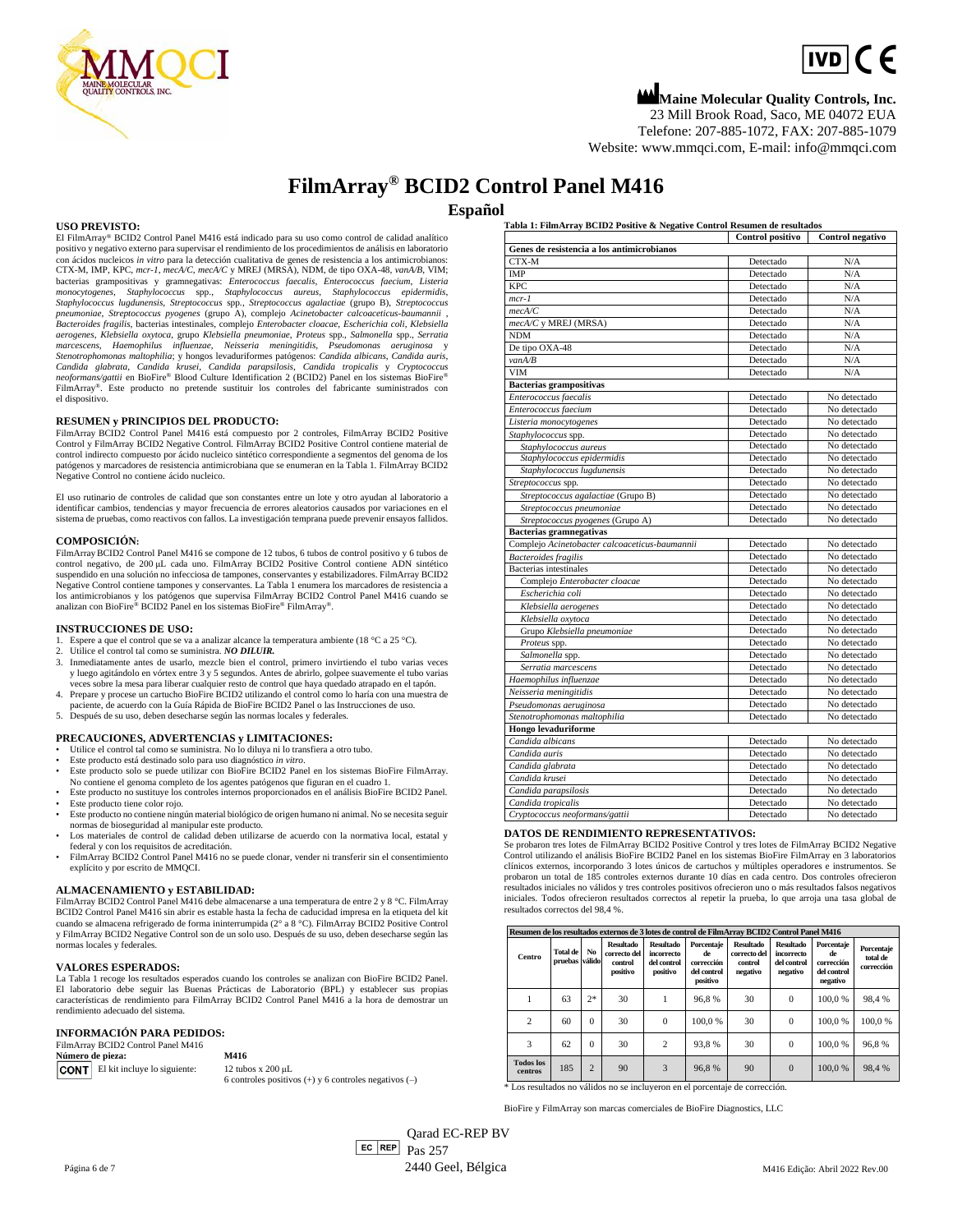**Maine Molecular Quality Controls, Inc.**
23 Mill Brook Road, Saco, ME 04072 EUA
Telefone: 207-885-1072, FAX: 207-885-1079
Website: www.mmqci.com, E-mail: info@mmqci.com

# FilmArray® BCID2 Control Panel M416

## Español

### USO PREVISTO:

El FilmArray® BCID2 Control Panel M416 está indicado para su uso como control de calidad analítico positivo y negativo externo para supervisar el rendimiento de los procedimientos de análisis en laboratorio con ácidos nucleicos *in vitro* para la detección cualitativa de genes de resistencia a los antimicrobianos: CTX-M, IMP, KPC, *mcr-1*, *mecA/C*, *mecA/C* y MREJ (MRSA), NDM, de tipo OXA-48, *vanA/B*, VIM; bacterias grampositivas y gramnegativas: *Enterococcus faecalis*, *Enterococcus faecium*, *Listeria monocytogenes*, *Staphylococcus* spp., *Staphylococcus aureus*, *Staphylococcus epidermidis*, *Staphylococcus lugdunensis*, *Streptococcus* spp., *Streptococcus agalactiae* (grupo B), *Streptococcus pneumoniae*, *Streptococcus pyogenes* (grupo A), complejo *Acinetobacter calcoaceticus-baumannii* , *Bacteroides fragilis*, bacterias intestinales, complejo *Enterobacter cloacae*, *Escherichia coli*, *Klebsiella aerogenes*, *Klebsiella oxytoca*, grupo *Klebsiella pneumoniae*, *Proteus* spp., *Salmonella* spp., *Serratia marcescens*, *Haemophilus influenzae*, *Neisseria meningitidis*, *Pseudomonas aeruginosa* y *Stenotrophomonas maltophilia*; y hongos levaduriformes patógenos: *Candida albicans*, *Candida auris*, *Candida glabrata*, *Candida krusei*, *Candida parapsilosis*, *Candida tropicalis* y *Cryptococcus neoformans/gattii* en BioFire® Blood Culture Identification 2 (BCID2) Panel en los sistemas BioFire® FilmArray®. Este producto no pretende sustituir los controles del fabricante suministrados con el dispositivo.

### RESUMEN y PRINCIPIOS DEL PRODUCTO:

FilmArray BCID2 Control Panel M416 está compuesto por 2 controles, FilmArray BCID2 Positive Control y FilmArray BCID2 Negative Control. FilmArray BCID2 Positive Control contiene material de control indirecto compuesto por ácido nucleico sintético correspondiente a segmentos del genoma de los patógenos y marcadores de resistencia antimicrobiana que se enumeran en la Tabla 1. FilmArray BCID2 Negative Control no contiene ácido nucleico.

El uso rutinario de controles de calidad que son constantes entre un lote y otro ayudan al laboratorio a identificar cambios, tendencias y mayor frecuencia de errores aleatorios causados por variaciones en el sistema de pruebas, como reactivos con fallos. La investigación temprana puede prevenir ensayos fallidos.

### COMPOSICIÓN:

FilmArray BCID2 Control Panel M416 se compone de 12 tubos, 6 tubos de control positivo y 6 tubos de control negativo, de 200 µL cada uno. FilmArray BCID2 Positive Control contiene ADN sintético suspendido en una solución no infecciosa de tampones, conservantes y estabilizadores. FilmArray BCID2 Negative Control contiene tampones y conservantes. La Tabla 1 enumera los marcadores de resistencia a los antimicrobianos y los patógenos que supervisa FilmArray BCID2 Control Panel M416 cuando se analizan con BioFire® BCID2 Panel en los sistemas BioFire® FilmArray®.

### INSTRUCCIONES DE USO:

1. Espere a que el control que se va a analizar alcance la temperatura ambiente (18 °C a 25 °C).
2. Utilice el control tal como se suministra. ***NO DILUIR.***
3. Inmediatamente antes de usarlo, mezcle bien el control, primero invirtiendo el tubo varias veces y luego agitándolo en vórtex entre 3 y 5 segundos. Antes de abrirlo, golpee suavemente el tubo varias veces sobre la mesa para liberar cualquier resto de control que haya quedado atrapado en el tapón.
4. Prepare y procese un cartucho BioFire BCID2 utilizando el control como lo haría con una muestra de paciente, de acuerdo con la Guía Rápida de BioFire BCID2 Panel o las Instrucciones de uso.
5. Después de su uso, deben desecharse según las normas locales y federales.

### PRECAUCIONES, ADVERTENCIAS y LIMITACIONES:

- Utilice el control tal como se suministra. No lo diluya ni lo transfiera a otro tubo.
- Este producto está destinado solo para uso diagnóstico *in vitro*.
- Este producto solo se puede utilizar con BioFire BCID2 Panel en los sistemas BioFire FilmArray. No contiene el genoma completo de los agentes patógenos que figuran en el cuadro 1.
- Este producto no sustituye los controles internos proporcionados en el análisis BioFire BCID2 Panel.
- Este producto tiene color rojo.
- Este producto no contiene ningún material biológico de origen humano ni animal. No se necesita seguir normas de bioseguridad al manipular este producto.
- Los materiales de control de calidad deben utilizarse de acuerdo con la normativa local, estatal y federal y con los requisitos de acreditación.
- FilmArray BCID2 Control Panel M416 no se puede clonar, vender ni transferir sin el consentimiento explícito y por escrito de MMQCI.

### ALMACENAMIENTO y ESTABILIDAD:

FilmArray BCID2 Control Panel M416 debe almacenarse a una temperatura de entre 2 y 8 °C. FilmArray BCID2 Control Panel M416 sin abrir es estable hasta la fecha de caducidad impresa en la etiqueta del kit cuando se almacena refrigerado de forma ininterrumpida (2° a 8 °C). FilmArray BCID2 Positive Control y FilmArray BCID2 Negative Control son de un solo uso. Después de su uso, deben desecharse según las normas locales y federales.

### VALORES ESPERADOS:

La Tabla 1 recoge los resultados esperados cuando los controles se analizan con BioFire BCID2 Panel. El laboratorio debe seguir las Buenas Prácticas de Laboratorio (BPL) y establecer sus propias características de rendimiento para FilmArray BCID2 Control Panel M416 a la hora de demostrar un rendimiento adecuado del sistema.

### INFORMACIÓN PARA PEDIDOS:

FilmArray BCID2 Control Panel M416

| **Número de pieza:** | **M416** |
|---|---|
| CONT El kit incluye lo siguiente: | 12 tubos x 200 µL<br>6 controles positivos (+) y 6 controles negativos (–) |

**Tabla 1: FilmArray BCID2 Positive & Negative Control Resumen de resultados**

| | Control positivo | Control negativo |
|---|---|---|
| **Genes de resistencia a los antimicrobianos** | | |
| CTX-M | Detectado | N/A |
| IMP | Detectado | N/A |
| KPC | Detectado | N/A |
| *mcr-1* | Detectado | N/A |
| *mecA/C* | Detectado | N/A |
| *mecA/C* y MREJ (MRSA) | Detectado | N/A |
| NDM | Detectado | N/A |
| De tipo OXA-48 | Detectado | N/A |
| *vanA/B* | Detectado | N/A |
| VIM | Detectado | N/A |
| **Bacterias grampositivas** | | |
| *Enterococcus faecalis* | Detectado | No detectado |
| *Enterococcus faecium* | Detectado | No detectado |
| *Listeria monocytogenes* | Detectado | No detectado |
| *Staphylococcus* spp. | Detectado | No detectado |
| *Staphylococcus aureus* | Detectado | No detectado |
| *Staphylococcus epidermidis* | Detectado | No detectado |
| *Staphylococcus lugdunensis* | Detectado | No detectado |
| *Streptococcus* spp. | Detectado | No detectado |
| *Streptococcus agalactiae* (Grupo B) | Detectado | No detectado |
| *Streptococcus pneumoniae* | Detectado | No detectado |
| *Streptococcus pyogenes* (Grupo A) | Detectado | No detectado |
| **Bacterias gramnegativas** | | |
| Complejo *Acinetobacter calcoaceticus-baumannii* | Detectado | No detectado |
| *Bacteroides fragilis* | Detectado | No detectado |
| Bacterias intestinales | Detectado | No detectado |
| Complejo *Enterobacter cloacae* | Detectado | No detectado |
| *Escherichia coli* | Detectado | No detectado |
| *Klebsiella aerogenes* | Detectado | No detectado |
| *Klebsiella oxytoca* | Detectado | No detectado |
| Grupo *Klebsiella pneumoniae* | Detectado | No detectado |
| *Proteus* spp. | Detectado | No detectado |
| *Salmonella* spp. | Detectado | No detectado |
| *Serratia marcescens* | Detectado | No detectado |
| *Haemophilus influenzae* | Detectado | No detectado |
| *Neisseria meningitidis* | Detectado | No detectado |
| *Pseudomonas aeruginosa* | Detectado | No detectado |
| *Stenotrophomonas maltophilia* | Detectado | No detectado |
| **Hongo levaduriforme** | | |
| *Candida albicans* | Detectado | No detectado |
| *Candida auris* | Detectado | No detectado |
| *Candida glabrata* | Detectado | No detectado |
| *Candida krusei* | Detectado | No detectado |
| *Candida parapsilosis* | Detectado | No detectado |
| *Candida tropicalis* | Detectado | No detectado |
| *Cryptococcus neoformans/gattii* | Detectado | No detectado |

### DATOS DE RENDIMIENTO REPRESENTATIVOS:

Se probaron tres lotes de FilmArray BCID2 Positive Control y tres lotes de FilmArray BCID2 Negative Control utilizando el análisis BioFire BCID2 Panel en los sistemas BioFire FilmArray en 3 laboratorios clínicos externos, incorporando 3 lotes únicos de cartuchos y múltiples operadores e instrumentos. Se probaron un total de 185 controles externos durante 10 días en cada centro. Dos controles ofrecieron resultados iniciales no válidos y tres controles positivos ofrecieron uno o más resultados falsos negativos iniciales. Todos ofrecieron resultados correctos al repetir la prueba, lo que arroja una tasa global de resultados correctos del 98,4 %.

**Resumen de los resultados externos de 3 lotes de control de FilmArray BCID2 Control Panel M416**

| Centro | Total de pruebas | No válido | Resultado correcto del control positivo | Resultado incorrecto del control positivo | Porcentaje de corrección del control positivo | Resultado correcto del control negativo | Resultado incorrecto del control negativo | Porcentaje de corrección del control negativo | Porcentaje total de corrección |
|---|---|---|---|---|---|---|---|---|---|
| 1 | 63 | 2* | 30 | 1 | 96,8 % | 30 | 0 | 100,0 % | 98,4 % |
| 2 | 60 | 0 | 30 | 0 | 100,0 % | 30 | 0 | 100,0 % | 100,0 % |
| 3 | 62 | 0 | 30 | 2 | 93,8 % | 30 | 0 | 100,0 % | 96,8 % |
| **Todos los centros** | 185 | 2 | 90 | 3 | 96,8 % | 90 | 0 | 100,0 % | 98,4 % |

\* Los resultados no válidos no se incluyeron en el porcentaje de corrección.

BioFire y FilmArray son marcas comerciales de BioFire Diagnostics, LLC

EC REP Qarad EC-REP BV
Pas 257
2440 Geel, Bélgica

M416 Edição: Abril 2022 Rev.00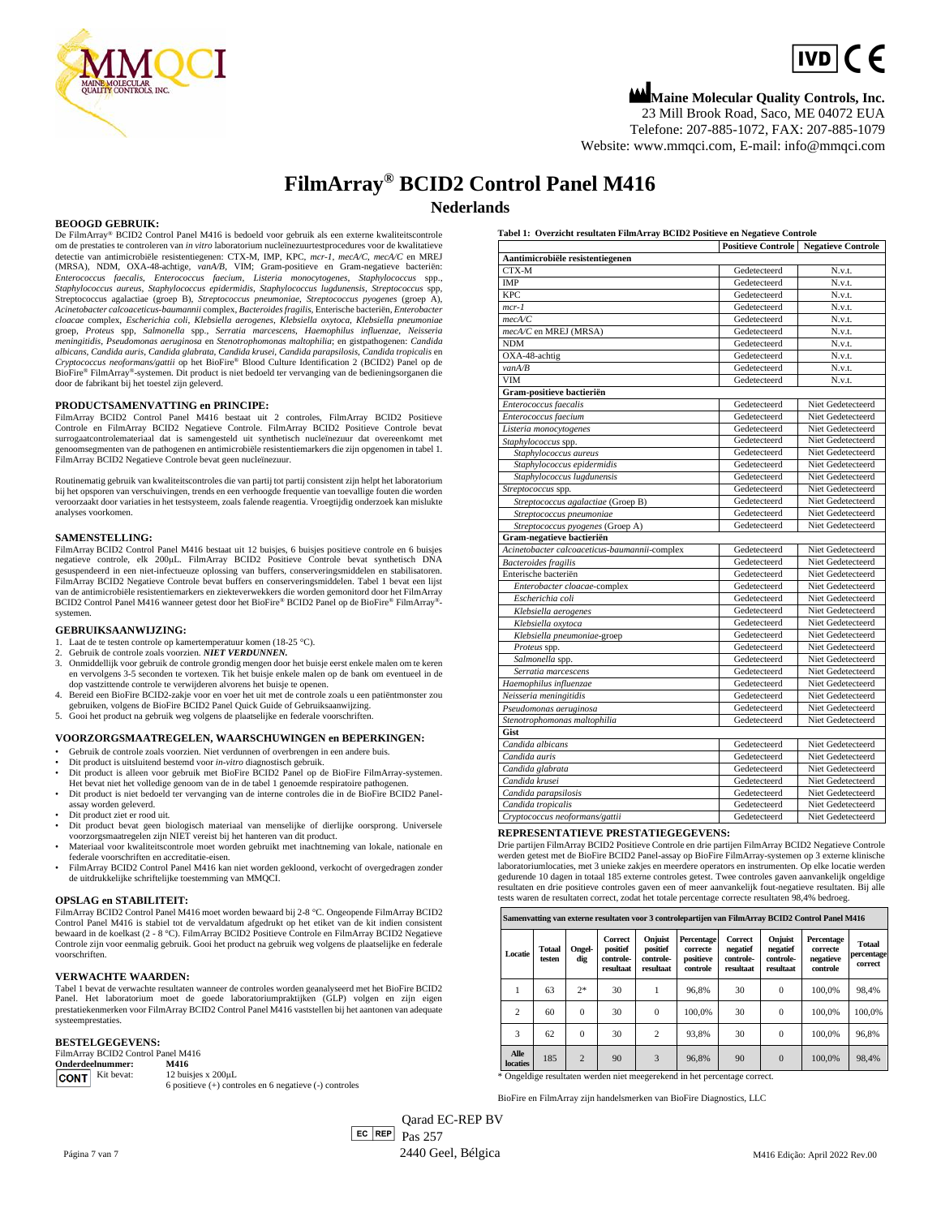Maine Molecular Quality Controls, Inc.
23 Mill Brook Road, Saco, ME 04072 EUA
Telefone: 207-885-1072, FAX: 207-885-1079
Website: www.mmqci.com, E-mail: info@mmqci.com

# FilmArray® BCID2 Control Panel M416

## Nederlands

### BEOOGD GEBRUIK:

De FilmArray® BCID2 Control Panel M416 is bedoeld voor gebruik als een externe kwaliteitscontrole om de prestaties te controleren van *in vitro* laboratorium nucleïnezuurtestprocedures voor de kwalitatieve detectie van antimicrobiële resistentiegenen: CTX-M, IMP, KPC, *mcr-1*, *mecA/C*, *mecA/C* en MREJ (MRSA), NDM, OXA-48-achtige, *vanA/B*, VIM; Gram-positieve en Gram-negatieve bacteriën: *Enterococcus faecalis*, *Enterococcus faecium*, *Listeria monocytogenes*, *Staphylococcus* spp., *Staphylococcus aureus*, *Staphylococcus epidermidis*, *Staphylococcus lugdunensis*, *Streptococcus* spp, Streptococcus agalactiae (groep B), *Streptococcus pneumoniae*, *Streptococcus pyogenes* (groep A), *Acinetobacter calcoaceticus-baumannii* complex, *Bacteroides fragilis*, Enterische bacteriën, *Enterobacter cloacae* complex, *Escherichia coli*, *Klebsiella aerogenes*, *Klebsiella oxytoca*, *Klebsiella pneumoniae* groep, *Proteus* spp, *Salmonella* spp., *Serratia marcescens*, *Haemophilus influenzae*, *Neisseria meningitidis*, *Pseudomonas aeruginosa* en *Stenotrophomonas maltophilia*; en gistpathogenen: *Candida albicans*, *Candida auris*, *Candida glabrata*, *Candida krusei*, *Candida parapsilosis*, *Candida tropicalis* en *Cryptococcus neoformans/gattii* op het BioFire® Blood Culture Identification 2 (BCID2) Panel op de BioFire® FilmArray®-systemen. Dit product is niet bedoeld ter vervanging van de bedieningsorganen die door de fabrikant bij het toestel zijn geleverd.

### PRODUCTSAMENVATTING en PRINCIPE:

FilmArray BCID2 Control Panel M416 bestaat uit 2 controles, FilmArray BCID2 Positieve Controle en FilmArray BCID2 Negatieve Controle. FilmArray BCID2 Positieve Controle bevat surrogaatcontrolemateriaal dat is samengesteld uit synthetisch nucleïnezuur dat overeenkomt met genoomsegmenten van de pathogenen en antimicrobiële resistentiemarkers die zijn opgenomen in tabel 1. FilmArray BCID2 Negatieve Controle bevat geen nucleïnezuur.

Routinematig gebruik van kwaliteitscontroles die van partij tot partij consistent zijn helpt het laboratorium bij het opsporen van verschuivingen, trends en een verhoogde frequentie van toevallige fouten die worden veroorzaakt door variaties in het testsysteem, zoals falende reagentia. Vroegtijdig onderzoek kan mislukte analyses voorkomen.

### SAMENSTELLING:

FilmArray BCID2 Control Panel M416 bestaat uit 12 buisjes, 6 buisjes positieve controle en 6 buisjes negatieve controle, elk 200µL. FilmArray BCID2 Positieve Controle bevat synthetisch DNA gesuspendeerd in een niet-infectueuze oplossing van buffers, conserveringsmiddelen en stabilisatoren. FilmArray BCID2 Negatieve Controle bevat buffers en conserveringsmiddelen. Tabel 1 bevat een lijst van de antimicrobiële resistentiemarkers en ziekteverwekkers die worden gemonitord door het FilmArray BCID2 Control Panel M416 wanneer getest door het BioFire® BCID2 Panel op de BioFire® FilmArray®-systemen.

### GEBRUIKSAANWIJZING:

1. Laat de te testen controle op kamertemperatuur komen (18-25 °C).
2. Gebruik de controle zoals voorzien. ***NIET VERDUNNEN.***
3. Onmiddellijk voor gebruik de controle grondig mengen door het buisje eerst enkele malen om te keren en vervolgens 3-5 seconden te vortexen. Tik het buisje enkele malen op de bank om eventueel in de dop vastzittende controle te verwijderen alvorens het buisje te openen.
4. Bereid een BioFire BCID2-zakje voor en voer het uit met de controle zoals u een patiëntmonster zou gebruiken, volgens de BioFire BCID2 Panel Quick Guide of Gebruiksaanwijzing.
5. Gooi het product na gebruik weg volgens de plaatselijke en federale voorschriften.

### VOORZORGSMAATREGELEN, WAARSCHUWINGEN en BEPERKINGEN:

- Gebruik de controle zoals voorzien. Niet verdunnen of overbrengen in een andere buis.
- Dit product is uitsluitend bestemd voor *in-vitro* diagnostisch gebruik.
- Dit product is alleen voor gebruik met BioFire BCID2 Panel op de BioFire FilmArray-systemen. Het bevat niet het volledige genoom van de in de tabel 1 genoemde respiratoire pathogenen.
- Dit product is niet bedoeld ter vervanging van de interne controles die in de BioFire BCID2 Panel-assay worden geleverd.
- Dit product ziet er rood uit.
- Dit product bevat geen biologisch materiaal van menselijke of dierlijke oorsprong. Universele voorzorgsmaatregelen zijn NIET vereist bij het hanteren van dit product.
- Materiaal voor kwaliteitscontrole moet worden gebruikt met inachtneming van lokale, nationale en federale voorschriften en accreditatie-eisen.
- FilmArray BCID2 Control Panel M416 kan niet worden gekloond, verkocht of overgedragen zonder de uitdrukkelijke schriftelijke toestemming van MMQCI.

### OPSLAG en STABILITEIT:

FilmArray BCID2 Control Panel M416 moet worden bewaard bij 2-8 °C. Ongeopende FilmArray BCID2 Control Panel M416 is stabiel tot de vervaldatum afgedrukt op het etiket van de kit indien consistent bewaard in de koelkast (2 - 8 °C). FilmArray BCID2 Positieve Controle en FilmArray BCID2 Negatieve Controle zijn voor eenmalig gebruik. Gooi het product na gebruik weg volgens de plaatselijke en federale voorschriften.

### VERWACHTE WAARDEN:

Tabel 1 bevat de verwachte resultaten wanneer de controles worden geanalyseerd met het BioFire BCID2 Panel. Het laboratorium moet de goede laboratoriumpraktijken (GLP) volgen en zijn eigen prestatiekenmerken voor FilmArray BCID2 Control Panel M416 vaststellen bij het aantonen van adequate systeemprestaties.

### BESTELGEGEVENS:

FilmArray BCID2 Control Panel M416
**Onderdeelnummer:** **M416**
CONT Kit bevat: 12 buisjes x 200µL
6 positieve (+) controles en 6 negatieve (-) controles

**Tabel 1: Overzicht resultaten FilmArray BCID2 Positieve en Negatieve Controle**

| | Positieve Controle | Negatieve Controle |
|---|---|---|
| **Aantimicrobiële resistentiegenen** | | |
| CTX-M | Gedetecteerd | N.v.t. |
| IMP | Gedetecteerd | N.v.t. |
| KPC | Gedetecteerd | N.v.t. |
| *mcr-1* | Gedetecteerd | N.v.t. |
| *mecA/C* | Gedetecteerd | N.v.t. |
| *mecA/C* en MREJ (MRSA) | Gedetecteerd | N.v.t. |
| NDM | Gedetecteerd | N.v.t. |
| OXA-48-achtig | Gedetecteerd | N.v.t. |
| *vanA/B* | Gedetecteerd | N.v.t. |
| VIM | Gedetecteerd | N.v.t. |
| **Gram-positieve bacteriën** | | |
| *Enterococcus faecalis* | Gedetecteerd | Niet Gedetecteerd |
| *Enterococcus faecium* | Gedetecteerd | Niet Gedetecteerd |
| *Listeria monocytogenes* | Gedetecteerd | Niet Gedetecteerd |
| *Staphylococcus* spp. | Gedetecteerd | Niet Gedetecteerd |
| *Staphylococcus aureus* | Gedetecteerd | Niet Gedetecteerd |
| *Staphylococcus epidermidis* | Gedetecteerd | Niet Gedetecteerd |
| *Staphylococcus lugdunensis* | Gedetecteerd | Niet Gedetecteerd |
| *Streptococcus* spp. | Gedetecteerd | Niet Gedetecteerd |
| *Streptococcus agalactiae* (Groep B) | Gedetecteerd | Niet Gedetecteerd |
| *Streptococcus pneumoniae* | Gedetecteerd | Niet Gedetecteerd |
| *Streptococcus pyogenes* (Groep A) | Gedetecteerd | Niet Gedetecteerd |
| **Gram-negatieve bacteriën** | | |
| *Acinetobacter calcoaceticus-baumannii*-complex | Gedetecteerd | Niet Gedetecteerd |
| *Bacteroides fragilis* | Gedetecteerd | Niet Gedetecteerd |
| Enterische bacteriën | Gedetecteerd | Niet Gedetecteerd |
| *Enterobacter cloacae*-complex | Gedetecteerd | Niet Gedetecteerd |
| *Escherichia coli* | Gedetecteerd | Niet Gedetecteerd |
| *Klebsiella aerogenes* | Gedetecteerd | Niet Gedetecteerd |
| *Klebsiella oxytoca* | Gedetecteerd | Niet Gedetecteerd |
| *Klebsiella pneumoniae*-groep | Gedetecteerd | Niet Gedetecteerd |
| *Proteus* spp. | Gedetecteerd | Niet Gedetecteerd |
| *Salmonella* spp. | Gedetecteerd | Niet Gedetecteerd |
| *Serratia marcescens* | Gedetecteerd | Niet Gedetecteerd |
| *Haemophilus influenzae* | Gedetecteerd | Niet Gedetecteerd |
| *Neisseria meningitidis* | Gedetecteerd | Niet Gedetecteerd |
| *Pseudomonas aeruginosa* | Gedetecteerd | Niet Gedetecteerd |
| *Stenotrophomonas maltophilia* | Gedetecteerd | Niet Gedetecteerd |
| **Gist** | | |
| *Candida albicans* | Gedetecteerd | Niet Gedetecteerd |
| *Candida auris* | Gedetecteerd | Niet Gedetecteerd |
| *Candida glabrata* | Gedetecteerd | Niet Gedetecteerd |
| *Candida krusei* | Gedetecteerd | Niet Gedetecteerd |
| *Candida parapsilosis* | Gedetecteerd | Niet Gedetecteerd |
| *Candida tropicalis* | Gedetecteerd | Niet Gedetecteerd |
| *Cryptococcus neoformans/gattii* | Gedetecteerd | Niet Gedetecteerd |

### REPRESENTATIEVE PRESTATIEGEGEVENS:

Drie partijen FilmArray BCID2 Positieve Controle en drie partijen FilmArray BCID2 Negatieve Controle werden getest met de BioFire BCID2 Panel-assay op BioFire FilmArray-systemen op 3 externe klinische laboratoriumlocaties, met 3 unieke zakjes en meerdere operators en instrumenten. Op elke locatie werden gedurende 10 dagen in totaal 185 externe controles getest. Twee controles gaven aanvankelijk ongeldige resultaten en drie positieve controles gaven een of meer aanvankelijk fout-negatieve resultaten. Bij alle tests waren de resultaten correct, zodat het totale percentage correcte resultaten 98,4% bedroeg.

**Samenvatting van externe resultaten voor 3 controlepartijen van FilmArray BCID2 Control Panel M416**

| Locatie | Totaal testen | Ongeldig | Correct positief controle-resultaat | Onjuist positief controle-resultaat | Percentage correcte positieve controle | Correct negatief controle-resultaat | Onjuist negatief controle-resultaat | Percentage correcte negatieve controle | Totaal percentage correct |
|---|---|---|---|---|---|---|---|---|---|
| 1 | 63 | 2* | 30 | 1 | 96,8% | 30 | 0 | 100,0% | 98,4% |
| 2 | 60 | 0 | 30 | 0 | 100,0% | 30 | 0 | 100,0% | 100,0% |
| 3 | 62 | 0 | 30 | 2 | 93,8% | 30 | 0 | 100,0% | 96,8% |
| Alle locaties | 185 | 2 | 90 | 3 | 96,8% | 90 | 0 | 100,0% | 98,4% |

\* Ongeldige resultaten werden niet meegerekend in het percentage correct.

BioFire en FilmArray zijn handelsmerken van BioFire Diagnostics, LLC

EC REP Qarad EC-REP BV
Pas 257
2440 Geel, Bélgica

M416 Edição: April 2022 Rev.00